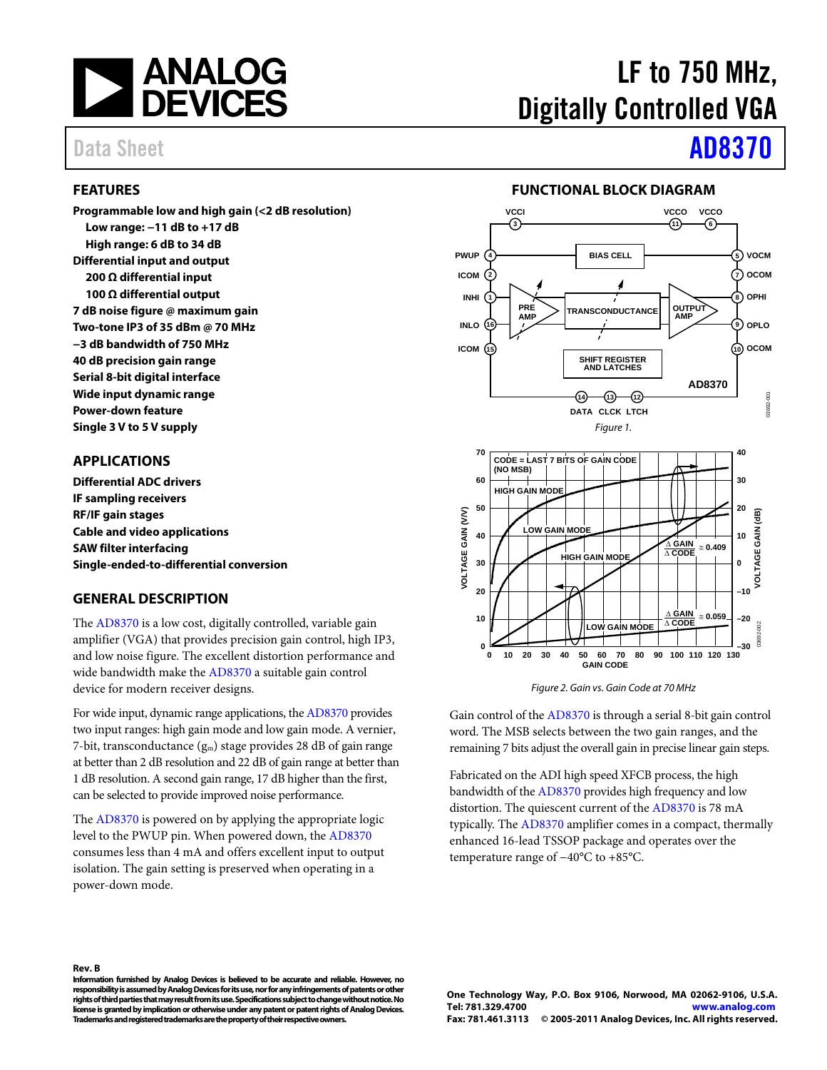# LF to 750 MHz, Digitally Controlled VGA

# AD8370

Data Sheet

## FEATURES

**Programmable low and high gain (<2 dB resolution)**
- **Low range: −11 dB to +17 dB**
- **High range: 6 dB to 34 dB**

**Differential input and output**
- **200 Ω differential input**
- **100 Ω differential output**

**7 dB noise figure @ maximum gain**
**Two-tone IP3 of 35 dBm @ 70 MHz**
**−3 dB bandwidth of 750 MHz**
**40 dB precision gain range**
**Serial 8-bit digital interface**
**Wide input dynamic range**
**Power-down feature**
**Single 3 V to 5 V supply**

## APPLICATIONS

**Differential ADC drivers**
**IF sampling receivers**
**RF/IF gain stages**
**Cable and video applications**
**SAW filter interfacing**
**Single-ended-to-differential conversion**

## GENERAL DESCRIPTION

The AD8370 is a low cost, digitally controlled, variable gain amplifier (VGA) that provides precision gain control, high IP3, and low noise figure. The excellent distortion performance and wide bandwidth make the AD8370 a suitable gain control device for modern receiver designs.

For wide input, dynamic range applications, the AD8370 provides two input ranges: high gain mode and low gain mode. A vernier, 7-bit, transconductance ($g_m$) stage provides 28 dB of gain range at better than 2 dB resolution and 22 dB of gain range at better than 1 dB resolution. A second gain range, 17 dB higher than the first, can be selected to provide improved noise performance.

The AD8370 is powered on by applying the appropriate logic level to the PWUP pin. When powered down, the AD8370 consumes less than 4 mA and offers excellent input to output isolation. The gain setting is preserved when operating in a power-down mode.

## FUNCTIONAL BLOCK DIAGRAM

*Figure 1.*

*Figure 2. Gain vs. Gain Code at 70 MHz*

Gain control of the AD8370 is through a serial 8-bit gain control word. The MSB selects between the two gain ranges, and the remaining 7 bits adjust the overall gain in precise linear gain steps.

Fabricated on the ADI high speed XFCB process, the high bandwidth of the AD8370 provides high frequency and low distortion. The quiescent current of the AD8370 is 78 mA typically. The AD8370 amplifier comes in a compact, thermally enhanced 16-lead TSSOP package and operates over the temperature range of −40°C to +85°C.

**Rev. B**

**Information furnished by Analog Devices is believed to be accurate and reliable. However, no responsibility is assumed by Analog Devices for its use, nor for any infringements of patents or other rights of third parties that may result from its use. Specifications subject to change without notice. No license is granted by implication or otherwise under any patent or patent rights of Analog Devices. Trademarks and registered trademarks are the property of their respective owners.**

**One Technology Way, P.O. Box 9106, Norwood, MA 02062-9106, U.S.A.**
**Tel: 781.329.4700 www.analog.com**
**Fax: 781.461.3113 © 2005-2011 Analog Devices, Inc. All rights reserved.**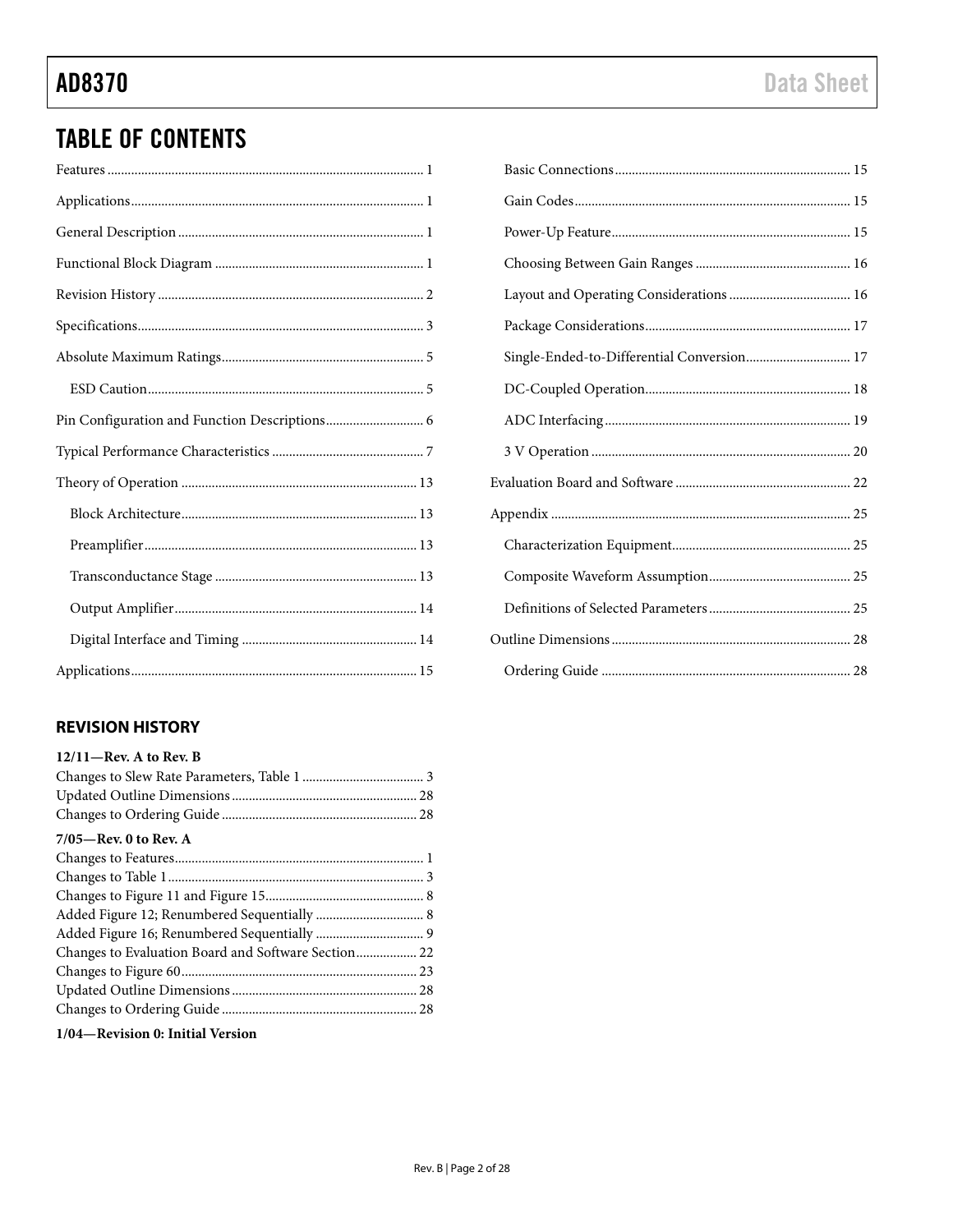## TABLE OF CONTENTS

Features .......... 1
Applications .......... 1
General Description .......... 1
Functional Block Diagram .......... 1
Revision History .......... 2
Specifications .......... 3
Absolute Maximum Ratings .......... 5
- ESD Caution .......... 5

Pin Configuration and Function Descriptions .......... 6
Typical Performance Characteristics .......... 7
Theory of Operation .......... 13
- Block Architecture .......... 13
- Preamplifier .......... 13
- Transconductance Stage .......... 13
- Output Amplifier .......... 14
- Digital Interface and Timing .......... 14

Applications .......... 15
- Basic Connections .......... 15
- Gain Codes .......... 15
- Power-Up Feature .......... 15
- Choosing Between Gain Ranges .......... 16
- Layout and Operating Considerations .......... 16
- Package Considerations .......... 17
- Single-Ended-to-Differential Conversion .......... 17
- DC-Coupled Operation .......... 18
- ADC Interfacing .......... 19
- 3 V Operation .......... 20

Evaluation Board and Software .......... 22
Appendix .......... 25
- Characterization Equipment .......... 25
- Composite Waveform Assumption .......... 25
- Definitions of Selected Parameters .......... 25

Outline Dimensions .......... 28
- Ordering Guide .......... 28

### REVISION HISTORY

**12/11—Rev. A to Rev. B**

Changes to Slew Rate Parameters, Table 1 .......... 3
Updated Outline Dimensions .......... 28
Changes to Ordering Guide .......... 28

**7/05—Rev. 0 to Rev. A**

Changes to Features .......... 1
Changes to Table 1 .......... 3
Changes to Figure 11 and Figure 15 .......... 8
Added Figure 12; Renumbered Sequentially .......... 8
Added Figure 16; Renumbered Sequentially .......... 9
Changes to Evaluation Board and Software Section .......... 22
Changes to Figure 60 .......... 23
Updated Outline Dimensions .......... 28
Changes to Ordering Guide .......... 28

**1/04—Revision 0: Initial Version**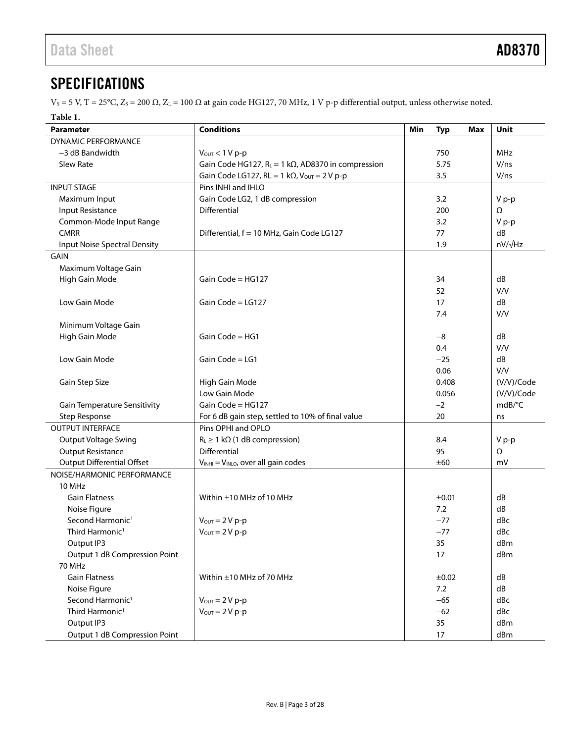## SPECIFICATIONS

$V_S$ = 5 V, T = 25°C, $Z_S$ = 200 Ω, $Z_L$ = 100 Ω at gain code HG127, 70 MHz, 1 V p-p differential output, unless otherwise noted.

**Table 1.**

| Parameter | Conditions | Min | Typ | Max | Unit |
|---|---|---|---|---|---|
| DYNAMIC PERFORMANCE | | | | | |
| −3 dB Bandwidth | $V_{OUT}$ < 1 V p-p | | 750 | | MHz |
| Slew Rate | Gain Code HG127, $R_L$ = 1 kΩ, AD8370 in compression | | 5.75 | | V/ns |
| | Gain Code LG127, RL = 1 kΩ, $V_{OUT}$ = 2 V p-p | | 3.5 | | V/ns |
| INPUT STAGE | Pins INHI and IHLO | | | | |
| Maximum Input | Gain Code LG2, 1 dB compression | | 3.2 | | V p-p |
| Input Resistance | Differential | | 200 | | Ω |
| Common-Mode Input Range | | | 3.2 | | V p-p |
| CMRR | Differential, f = 10 MHz, Gain Code LG127 | | 77 | | dB |
| Input Noise Spectral Density | | | 1.9 | | nV/√Hz |
| GAIN | | | | | |
| Maximum Voltage Gain | | | | | |
| High Gain Mode | Gain Code = HG127 | | 34 | | dB |
| | | | 52 | | V/V |
| Low Gain Mode | Gain Code = LG127 | | 17 | | dB |
| | | | 7.4 | | V/V |
| Minimum Voltage Gain | | | | | |
| High Gain Mode | Gain Code = HG1 | | −8 | | dB |
| | | | 0.4 | | V/V |
| Low Gain Mode | Gain Code = LG1 | | −25 | | dB |
| | | | 0.06 | | V/V |
| Gain Step Size | High Gain Mode | | 0.408 | | (V/V)/Code |
| | Low Gain Mode | | 0.056 | | (V/V)/Code |
| Gain Temperature Sensitivity | Gain Code = HG127 | | −2 | | mdB/°C |
| Step Response | For 6 dB gain step, settled to 10% of final value | | 20 | | ns |
| OUTPUT INTERFACE | Pins OPHI and OPLO | | | | |
| Output Voltage Swing | $R_L$ ≥ 1 kΩ (1 dB compression) | | 8.4 | | V p-p |
| Output Resistance | Differential | | 95 | | Ω |
| Output Differential Offset | $V_{INHI}$ = $V_{INLO}$, over all gain codes | | ±60 | | mV |
| NOISE/HARMONIC PERFORMANCE | | | | | |
| 10 MHz | | | | | |
| Gain Flatness | Within ±10 MHz of 10 MHz | | ±0.01 | | dB |
| Noise Figure | | | 7.2 | | dB |
| Second Harmonic[1] | $V_{OUT}$ = 2 V p-p | | −77 | | dBc |
| Third Harmonic[1] | $V_{OUT}$ = 2 V p-p | | −77 | | dBc |
| Output IP3 | | | 35 | | dBm |
| Output 1 dB Compression Point | | | 17 | | dBm |
| 70 MHz | | | | | |
| Gain Flatness | Within ±10 MHz of 70 MHz | | ±0.02 | | dB |
| Noise Figure | | | 7.2 | | dB |
| Second Harmonic[1] | $V_{OUT}$ = 2 V p-p | | −65 | | dBc |
| Third Harmonic[1] | $V_{OUT}$ = 2 V p-p | | −62 | | dBc |
| Output IP3 | | | 35 | | dBm |
| Output 1 dB Compression Point | | | 17 | | dBm |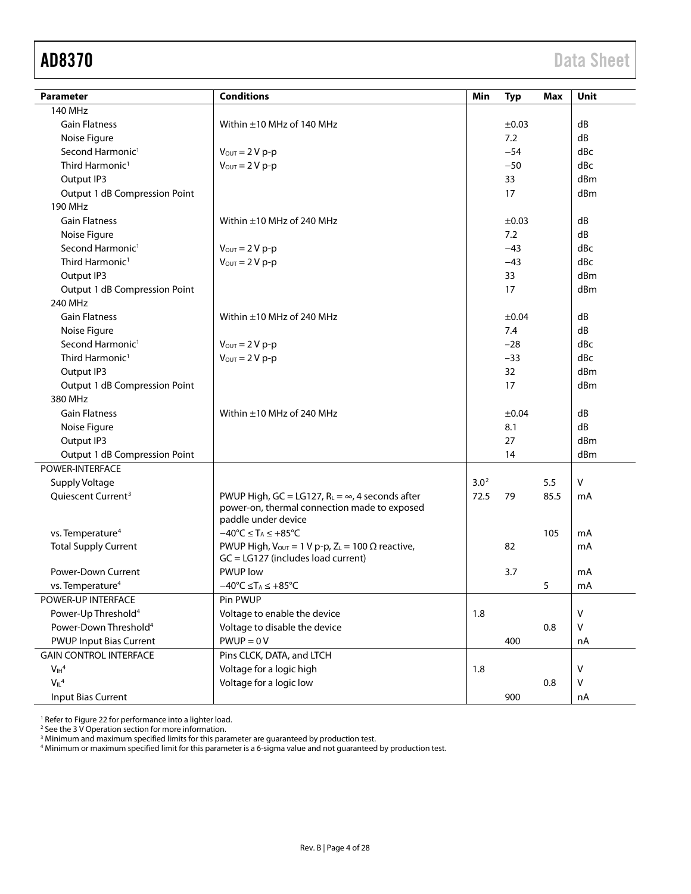| Parameter | Conditions | Min | Typ | Max | Unit |
|---|---|---|---|---|---|
| 140 MHz | | | | | |
| Gain Flatness | Within ±10 MHz of 140 MHz | | ±0.03 | | dB |
| Noise Figure | | | 7.2 | | dB |
| Second Harmonic[1] | $V_{OUT}$ = 2 V p-p | | −54 | | dBc |
| Third Harmonic[1] | $V_{OUT}$ = 2 V p-p | | −50 | | dBc |
| Output IP3 | | | 33 | | dBm |
| Output 1 dB Compression Point | | | 17 | | dBm |
| 190 MHz | | | | | |
| Gain Flatness | Within ±10 MHz of 240 MHz | | ±0.03 | | dB |
| Noise Figure | | | 7.2 | | dB |
| Second Harmonic[1] | $V_{OUT}$ = 2 V p-p | | −43 | | dBc |
| Third Harmonic[1] | $V_{OUT}$ = 2 V p-p | | −43 | | dBc |
| Output IP3 | | | 33 | | dBm |
| Output 1 dB Compression Point | | | 17 | | dBm |
| 240 MHz | | | | | |
| Gain Flatness | Within ±10 MHz of 240 MHz | | ±0.04 | | dB |
| Noise Figure | | | 7.4 | | dB |
| Second Harmonic[1] | $V_{OUT}$ = 2 V p-p | | −28 | | dBc |
| Third Harmonic[1] | $V_{OUT}$ = 2 V p-p | | −33 | | dBc |
| Output IP3 | | | 32 | | dBm |
| Output 1 dB Compression Point | | | 17 | | dBm |
| 380 MHz | | | | | |
| Gain Flatness | Within ±10 MHz of 240 MHz | | ±0.04 | | dB |
| Noise Figure | | | 8.1 | | dB |
| Output IP3 | | | 27 | | dBm |
| Output 1 dB Compression Point | | | 14 | | dBm |
| POWER-INTERFACE | | | | | |
| Supply Voltage | | 3.0[2] | | 5.5 | V |
| Quiescent Current[3] | PWUP High, GC = LG127, $R_L = \infty$, 4 seconds after power-on, thermal connection made to exposed paddle under device | 72.5 | 79 | 85.5 | mA |
| vs. Temperature[4] | $-40°C \le T_A \le +85°C$ | | | 105 | mA |
| Total Supply Current | PWUP High, $V_{OUT}$ = 1 V p-p, $Z_L$ = 100 Ω reactive, GC = LG127 (includes load current) | | 82 | | mA |
| Power-Down Current | PWUP low | | 3.7 | | mA |
| vs. Temperature[4] | $-40°C \le T_A \le +85°C$ | | | 5 | mA |
| POWER-UP INTERFACE | Pin PWUP | | | | |
| Power-Up Threshold[4] | Voltage to enable the device | 1.8 | | | V |
| Power-Down Threshold[4] | Voltage to disable the device | | | 0.8 | V |
| PWUP Input Bias Current | PWUP = 0 V | | 400 | | nA |
| GAIN CONTROL INTERFACE | Pins CLCK, DATA, and LTCH | | | | |
| $V_{IH}$[4] | Voltage for a logic high | 1.8 | | | V |
| $V_{IL}$[4] | Voltage for a logic low | | | 0.8 | V |
| Input Bias Current | | | 900 | | nA |

[1] Refer to Figure 22 for performance into a lighter load.
[2] See the 3 V Operation section for more information.
[3] Minimum and maximum specified limits for this parameter are guaranteed by production test.
[4] Minimum or maximum specified limit for this parameter is a 6-sigma value and not guaranteed by production test.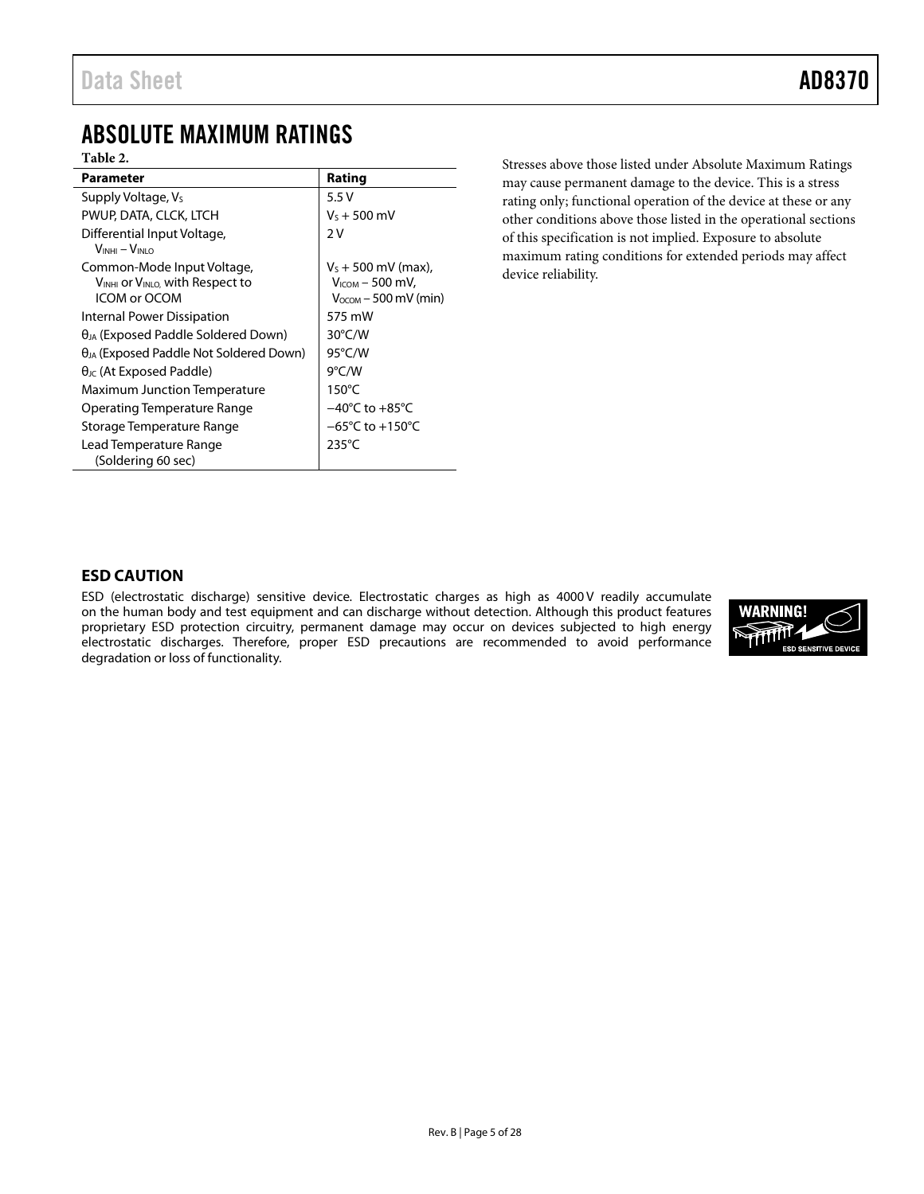## ABSOLUTE MAXIMUM RATINGS

**Table 2.**

| Parameter | Rating |
|---|---|
| Supply Voltage, $V_S$ | 5.5 V |
| PWUP, DATA, CLCK, LTCH | $V_S$ + 500 mV |
| Differential Input Voltage, $V_{INHI} - V_{INLO}$ | 2 V |
| Common-Mode Input Voltage, $V_{INHI}$ or $V_{INLO}$ with Respect to ICOM or OCOM | $V_S$ + 500 mV (max), $V_{ICOM}$ − 500 mV, $V_{OCOM}$ − 500 mV (min) |
| Internal Power Dissipation | 575 mW |
| $\theta_{JA}$ (Exposed Paddle Soldered Down) | 30°C/W |
| $\theta_{JA}$ (Exposed Paddle Not Soldered Down) | 95°C/W |
| $\theta_{JC}$ (At Exposed Paddle) | 9°C/W |
| Maximum Junction Temperature | 150°C |
| Operating Temperature Range | −40°C to +85°C |
| Storage Temperature Range | −65°C to +150°C |
| Lead Temperature Range (Soldering 60 sec) | 235°C |

Stresses above those listed under Absolute Maximum Ratings may cause permanent damage to the device. This is a stress rating only; functional operation of the device at these or any other conditions above those listed in the operational sections of this specification is not implied. Exposure to absolute maximum rating conditions for extended periods may affect device reliability.

### ESD CAUTION

ESD (electrostatic discharge) sensitive device. Electrostatic charges as high as 4000 V readily accumulate on the human body and test equipment and can discharge without detection. Although this product features proprietary ESD protection circuitry, permanent damage may occur on devices subjected to high energy electrostatic discharges. Therefore, proper ESD precautions are recommended to avoid performance degradation or loss of functionality.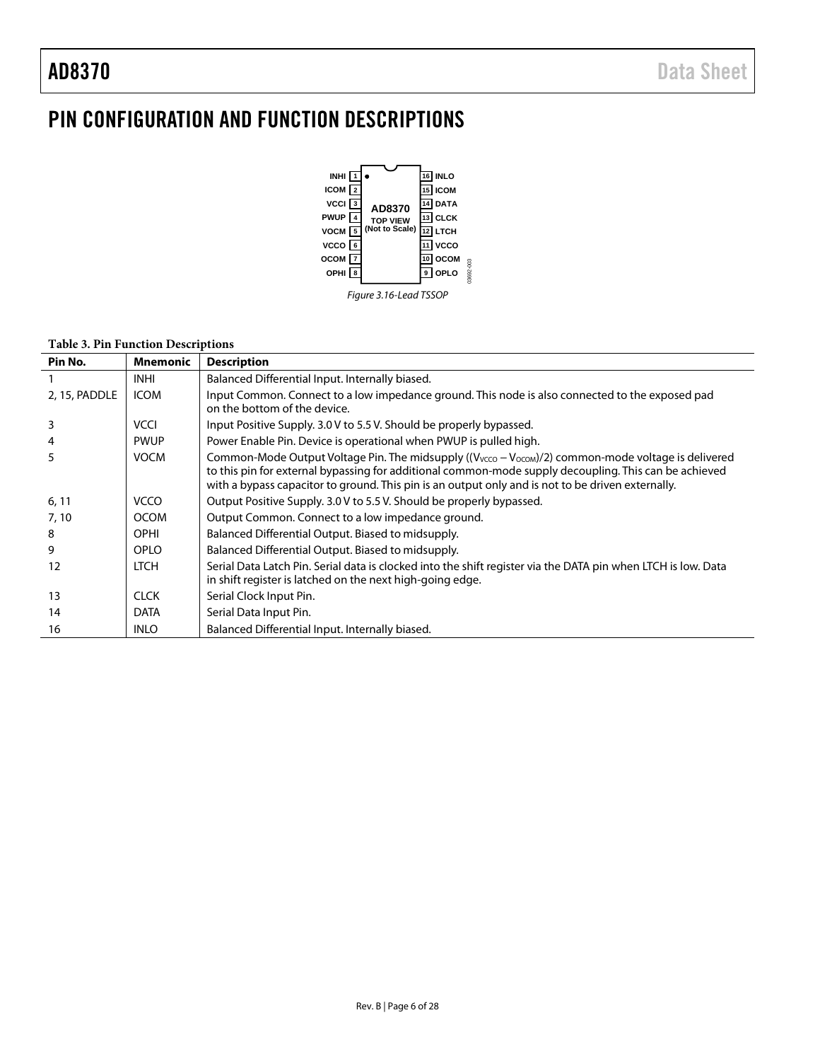# PIN CONFIGURATION AND FUNCTION DESCRIPTIONS

Figure 3.16-Lead TSSOP

**Table 3. Pin Function Descriptions**

| Pin No. | Mnemonic | Description |
|---|---|---|
| 1 | INHI | Balanced Differential Input. Internally biased. |
| 2, 15, PADDLE | ICOM | Input Common. Connect to a low impedance ground. This node is also connected to the exposed pad on the bottom of the device. |
| 3 | VCCI | Input Positive Supply. 3.0 V to 5.5 V. Should be properly bypassed. |
| 4 | PWUP | Power Enable Pin. Device is operational when PWUP is pulled high. |
| 5 | VOCM | Common-Mode Output Voltage Pin. The midsupply $((V_{VCCO} - V_{OCOM})/2)$ common-mode voltage is delivered to this pin for external bypassing for additional common-mode supply decoupling. This can be achieved with a bypass capacitor to ground. This pin is an output only and is not to be driven externally. |
| 6, 11 | VCCO | Output Positive Supply. 3.0 V to 5.5 V. Should be properly bypassed. |
| 7, 10 | OCOM | Output Common. Connect to a low impedance ground. |
| 8 | OPHI | Balanced Differential Output. Biased to midsupply. |
| 9 | OPLO | Balanced Differential Output. Biased to midsupply. |
| 12 | LTCH | Serial Data Latch Pin. Serial data is clocked into the shift register via the DATA pin when LTCH is low. Data in shift register is latched on the next high-going edge. |
| 13 | CLCK | Serial Clock Input Pin. |
| 14 | DATA | Serial Data Input Pin. |
| 16 | INLO | Balanced Differential Input. Internally biased. |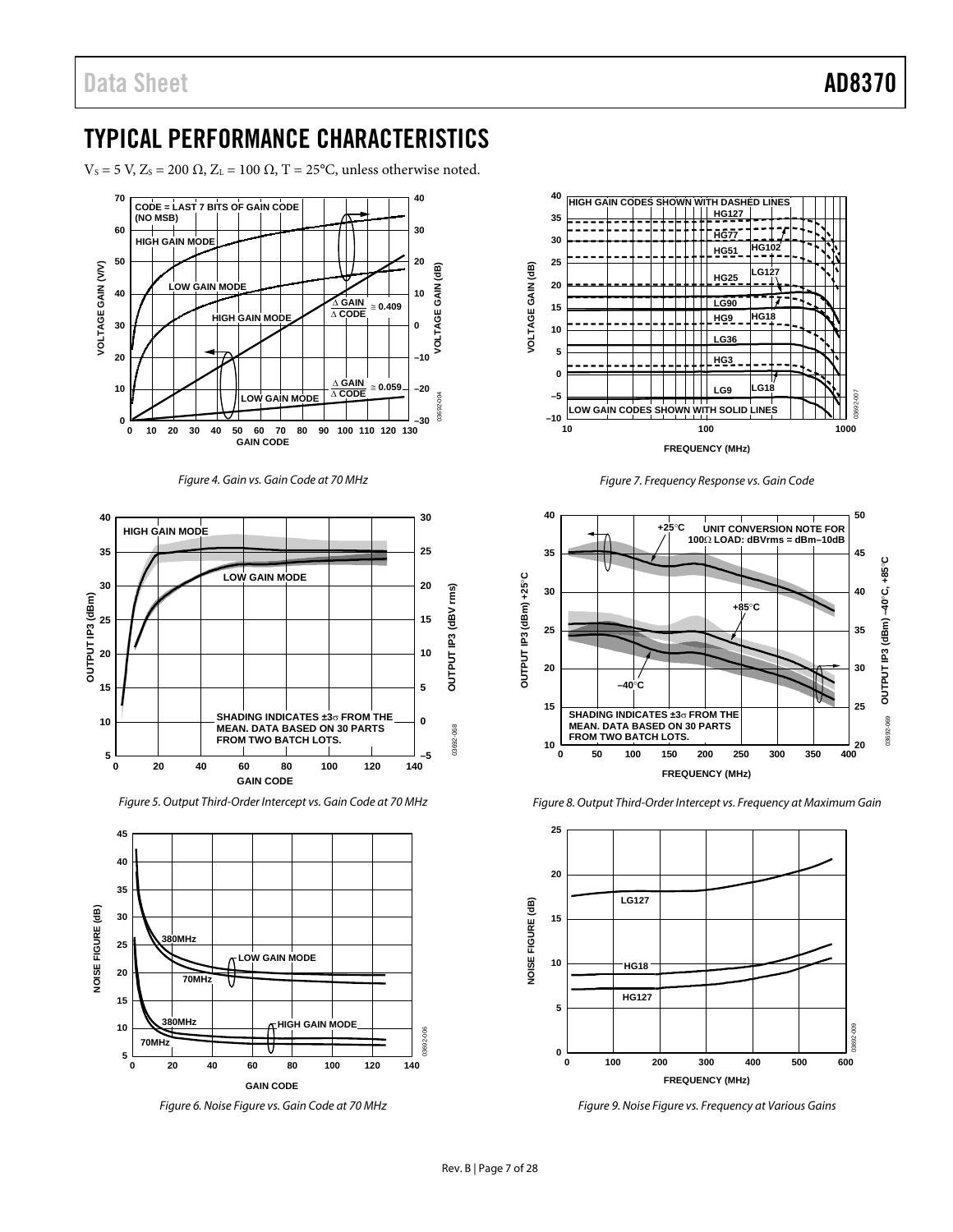## TYPICAL PERFORMANCE CHARACTERISTICS

$V_S$ = 5 V, $Z_S$ = 200 Ω, $Z_L$ = 100 Ω, T = 25°C, unless otherwise noted.

*Figure 4. Gain vs. Gain Code at 70 MHz*

*Figure 5. Output Third-Order Intercept vs. Gain Code at 70 MHz*

*Figure 6. Noise Figure vs. Gain Code at 70 MHz*

*Figure 7. Frequency Response vs. Gain Code*

*Figure 8. Output Third-Order Intercept vs. Frequency at Maximum Gain*

*Figure 9. Noise Figure vs. Frequency at Various Gains*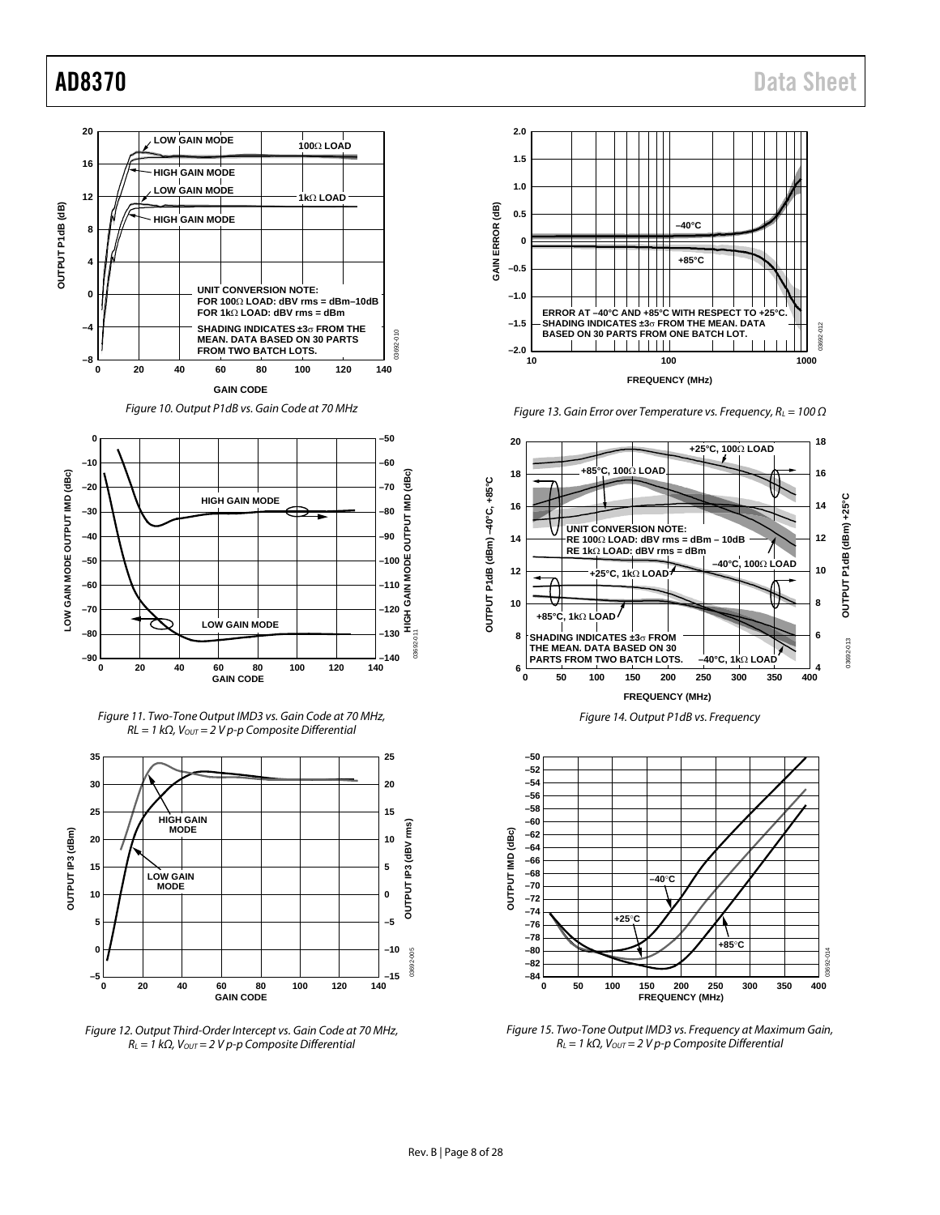UNIT CONVERSION NOTE:
FOR 100Ω LOAD: dBV rms = dBm–10dB
FOR 1kΩ LOAD: dBV rms = dBm

SHADING INDICATES ±3σ FROM THE MEAN. DATA BASED ON 30 PARTS FROM TWO BATCH LOTS.

*Figure 10. Output P1dB vs. Gain Code at 70 MHz*

*Figure 11. Two-Tone Output IMD3 vs. Gain Code at 70 MHz, RL = 1 kΩ, $V_{OUT}$ = 2 V p-p Composite Differential*

*Figure 12. Output Third-Order Intercept vs. Gain Code at 70 MHz, $R_L$ = 1 kΩ, $V_{OUT}$ = 2 V p-p Composite Differential*

ERROR AT –40°C AND +85°C WITH RESPECT TO +25°C.
SHADING INDICATES ±3σ FROM THE MEAN. DATA BASED ON 30 PARTS FROM ONE BATCH LOT.

*Figure 13. Gain Error over Temperature vs. Frequency, $R_L$ = 100 Ω*

UNIT CONVERSION NOTE:
RE 100Ω LOAD: dBV rms = dBm – 10dB
RE 1kΩ LOAD: dBV rms = dBm

SHADING INDICATES ±3σ FROM THE MEAN. DATA BASED ON 30 PARTS FROM TWO BATCH LOTS.

*Figure 14. Output P1dB vs. Frequency*

*Figure 15. Two-Tone Output IMD3 vs. Frequency at Maximum Gain, $R_L$ = 1 kΩ, $V_{OUT}$ = 2 V p-p Composite Differential*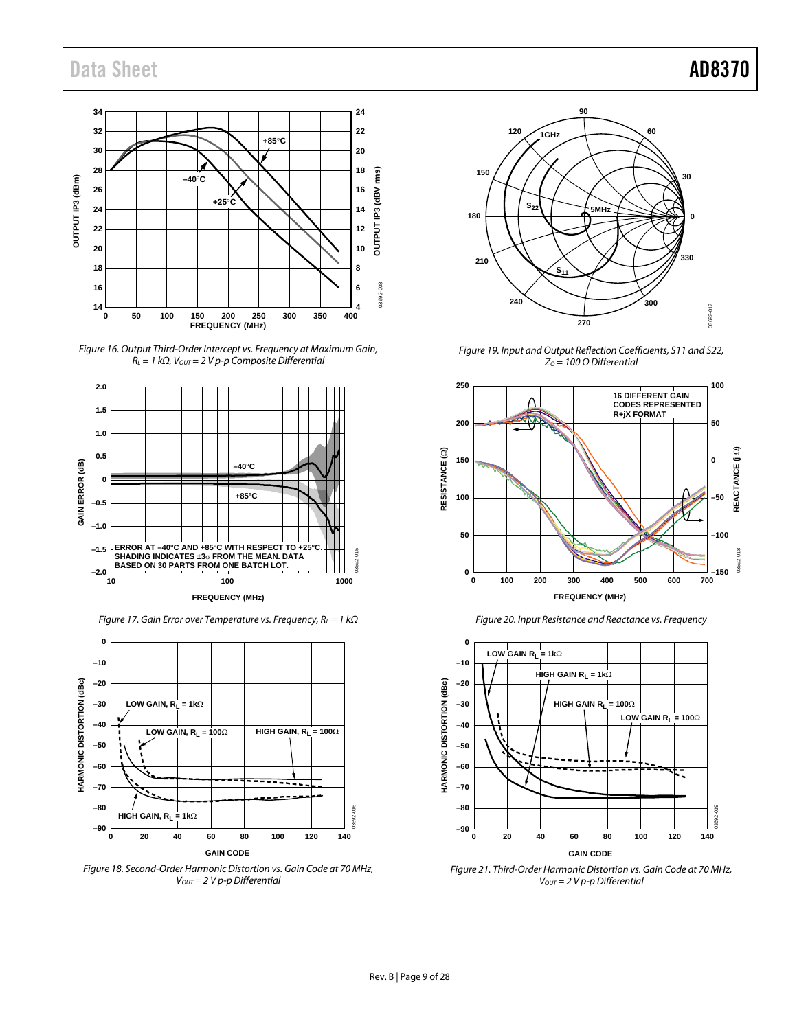Figure 16. Output Third-Order Intercept vs. Frequency at Maximum Gain, $R_L$ = 1 kΩ, $V_{OUT}$ = 2 V p-p Composite Differential

Figure 17. Gain Error over Temperature vs. Frequency, $R_L$ = 1 kΩ

Figure 18. Second-Order Harmonic Distortion vs. Gain Code at 70 MHz, $V_{OUT}$ = 2 V p-p Differential

Figure 19. Input and Output Reflection Coefficients, S11 and S22, $Z_O$ = 100 Ω Differential

Figure 20. Input Resistance and Reactance vs. Frequency

Figure 21. Third-Order Harmonic Distortion vs. Gain Code at 70 MHz, $V_{OUT}$ = 2 V p-p Differential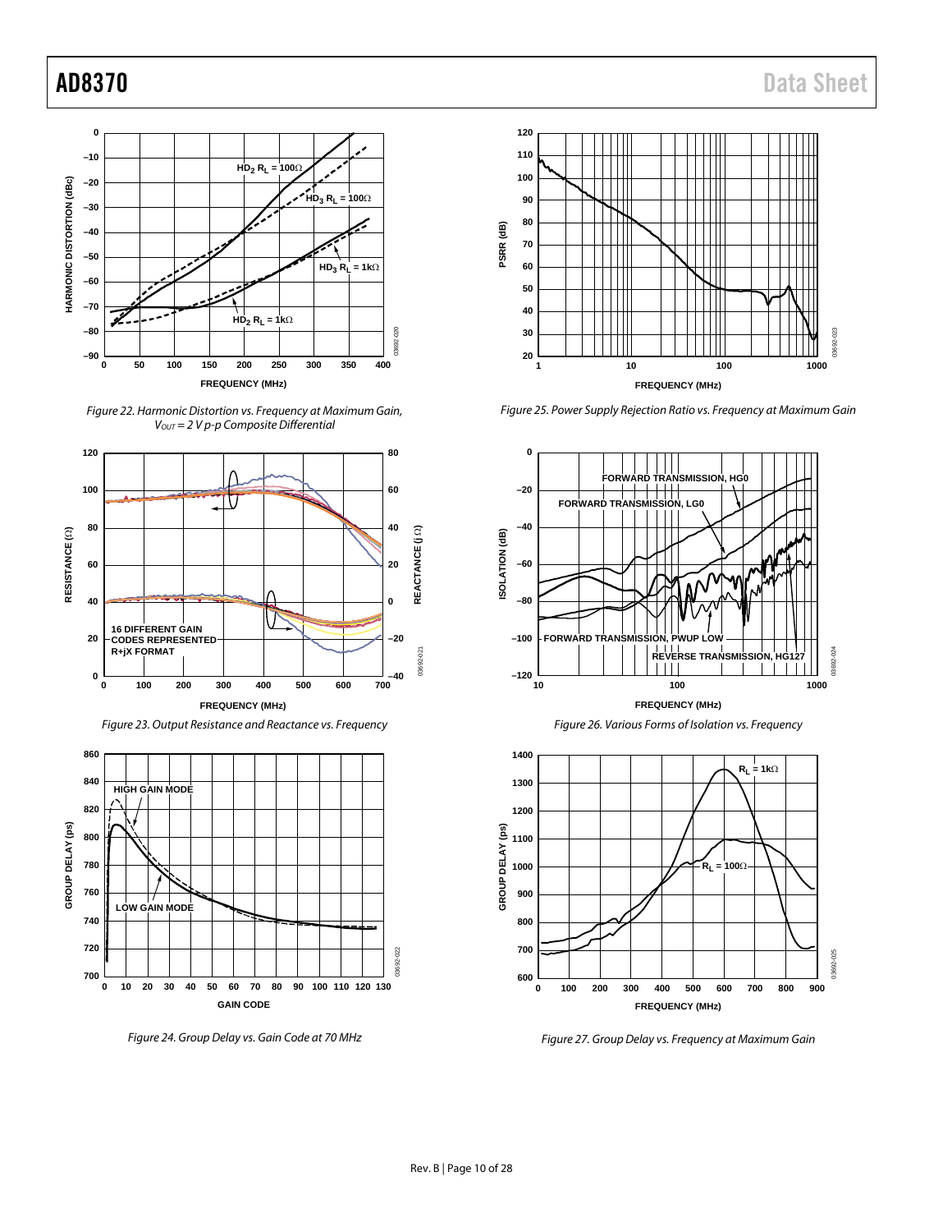Figure 22. Harmonic Distortion vs. Frequency at Maximum Gain, $V_{OUT}$ = 2 V p-p Composite Differential

Figure 23. Output Resistance and Reactance vs. Frequency

Figure 24. Group Delay vs. Gain Code at 70 MHz

Figure 25. Power Supply Rejection Ratio vs. Frequency at Maximum Gain

Figure 26. Various Forms of Isolation vs. Frequency

Figure 27. Group Delay vs. Frequency at Maximum Gain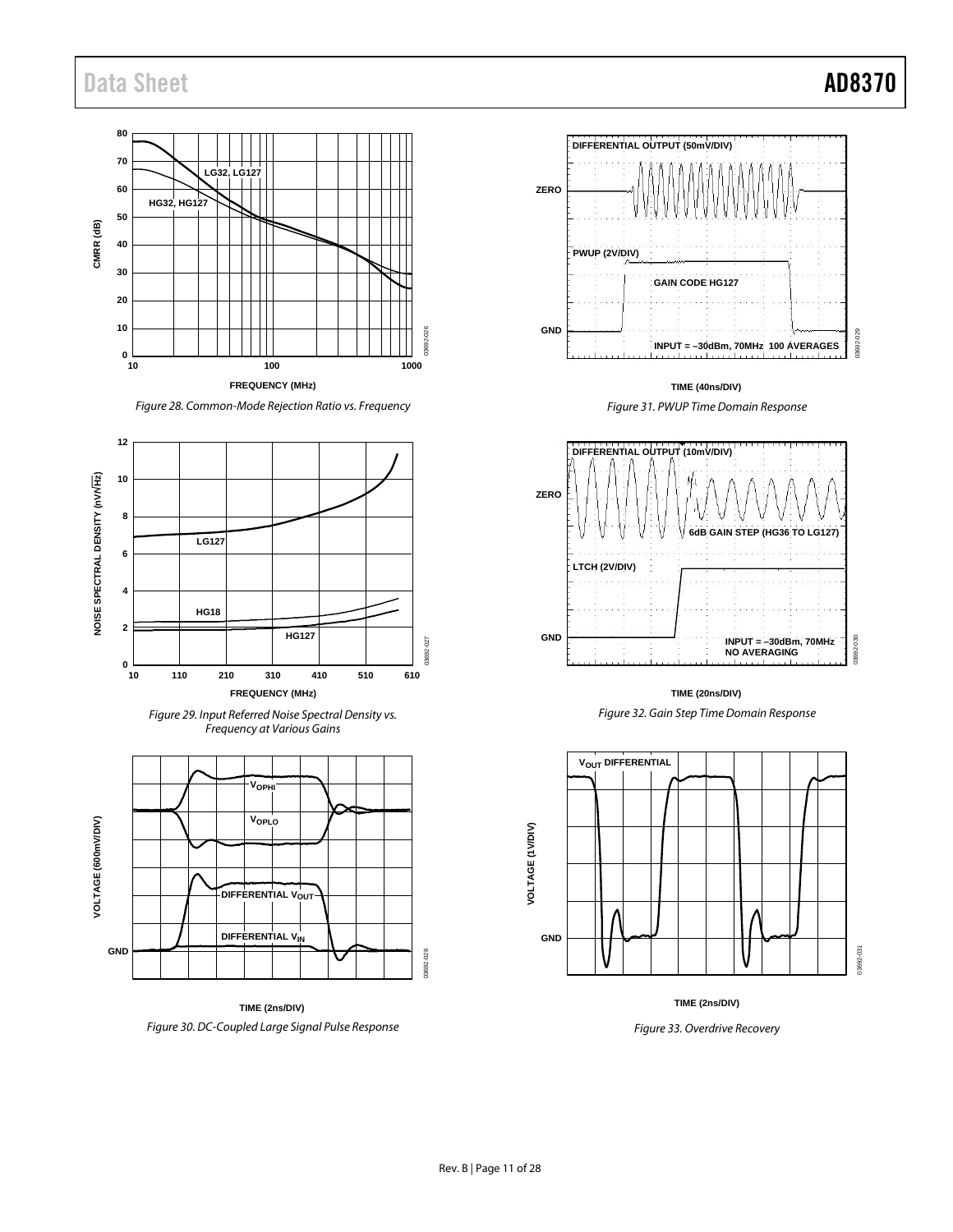Figure 28. Common-Mode Rejection Ratio vs. Frequency

Figure 29. Input Referred Noise Spectral Density vs. Frequency at Various Gains

Figure 30. DC-Coupled Large Signal Pulse Response

Figure 31. PWUP Time Domain Response

Figure 32. Gain Step Time Domain Response

Figure 33. Overdrive Recovery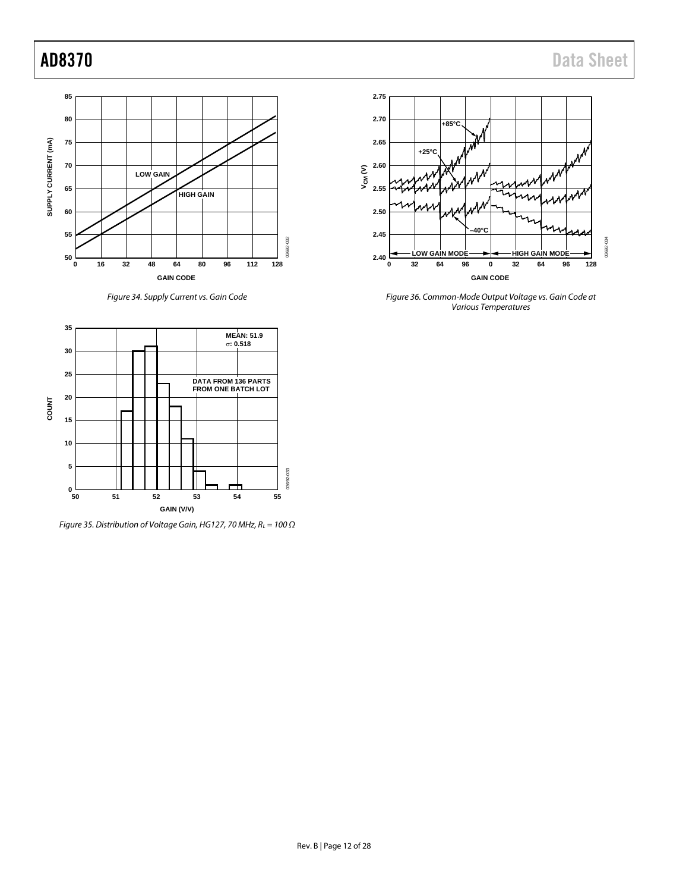Figure 34. Supply Current vs. Gain Code

Figure 35. Distribution of Voltage Gain, HG127, 70 MHz, $R_L$ = 100 Ω

Figure 36. Common-Mode Output Voltage vs. Gain Code at Various Temperatures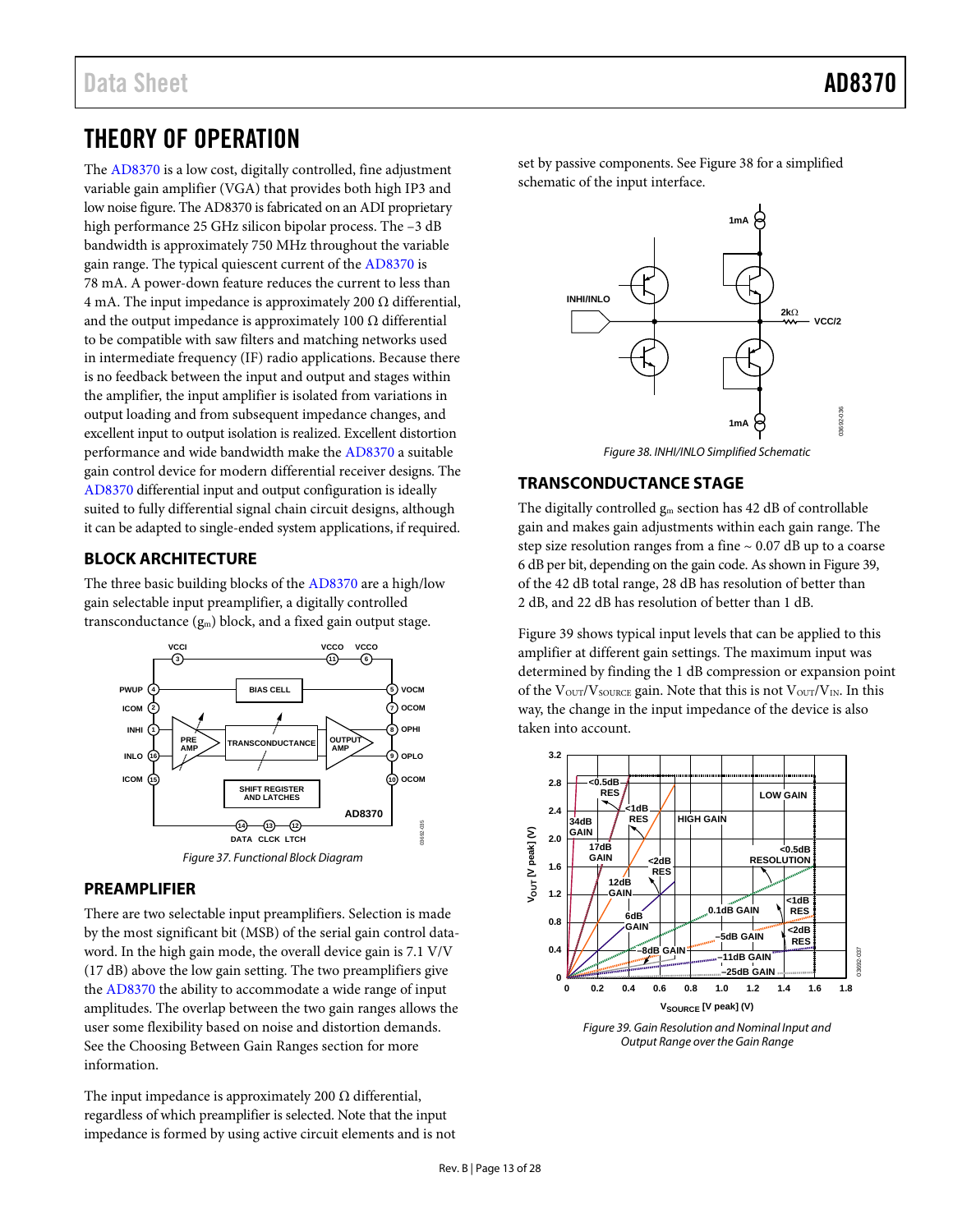# THEORY OF OPERATION

The AD8370 is a low cost, digitally controlled, fine adjustment variable gain amplifier (VGA) that provides both high IP3 and low noise figure. The AD8370 is fabricated on an ADI proprietary high performance 25 GHz silicon bipolar process. The −3 dB bandwidth is approximately 750 MHz throughout the variable gain range. The typical quiescent current of the AD8370 is 78 mA. A power-down feature reduces the current to less than 4 mA. The input impedance is approximately 200 Ω differential, and the output impedance is approximately 100 Ω differential to be compatible with saw filters and matching networks used in intermediate frequency (IF) radio applications. Because there is no feedback between the input and output and stages within the amplifier, the input amplifier is isolated from variations in output loading and from subsequent impedance changes, and excellent input to output isolation is realized. Excellent distortion performance and wide bandwidth make the AD8370 a suitable gain control device for modern differential receiver designs. The AD8370 differential input and output configuration is ideally suited to fully differential signal chain circuit designs, although it can be adapted to single-ended system applications, if required.

## BLOCK ARCHITECTURE

The three basic building blocks of the AD8370 are a high/low gain selectable input preamplifier, a digitally controlled transconductance ($g_m$) block, and a fixed gain output stage.

Figure 37. Functional Block Diagram

## PREAMPLIFIER

There are two selectable input preamplifiers. Selection is made by the most significant bit (MSB) of the serial gain control data-word. In the high gain mode, the overall device gain is 7.1 V/V (17 dB) above the low gain setting. The two preamplifiers give the AD8370 the ability to accommodate a wide range of input amplitudes. The overlap between the two gain ranges allows the user some flexibility based on noise and distortion demands. See the Choosing Between Gain Ranges section for more information.

The input impedance is approximately 200 Ω differential, regardless of which preamplifier is selected. Note that the input impedance is formed by using active circuit elements and is not set by passive components. See Figure 38 for a simplified schematic of the input interface.

Figure 38. INHI/INLO Simplified Schematic

## TRANSCONDUCTANCE STAGE

The digitally controlled $g_m$ section has 42 dB of controllable gain and makes gain adjustments within each gain range. The step size resolution ranges from a fine ~ 0.07 dB up to a coarse 6 dB per bit, depending on the gain code. As shown in Figure 39, of the 42 dB total range, 28 dB has resolution of better than 2 dB, and 22 dB has resolution of better than 1 dB.

Figure 39 shows typical input levels that can be applied to this amplifier at different gain settings. The maximum input was determined by finding the 1 dB compression or expansion point of the $V_{OUT}/V_{SOURCE}$ gain. Note that this is not $V_{OUT}/V_{IN}$. In this way, the change in the input impedance of the device is also taken into account.

Figure 39. Gain Resolution and Nominal Input and Output Range over the Gain Range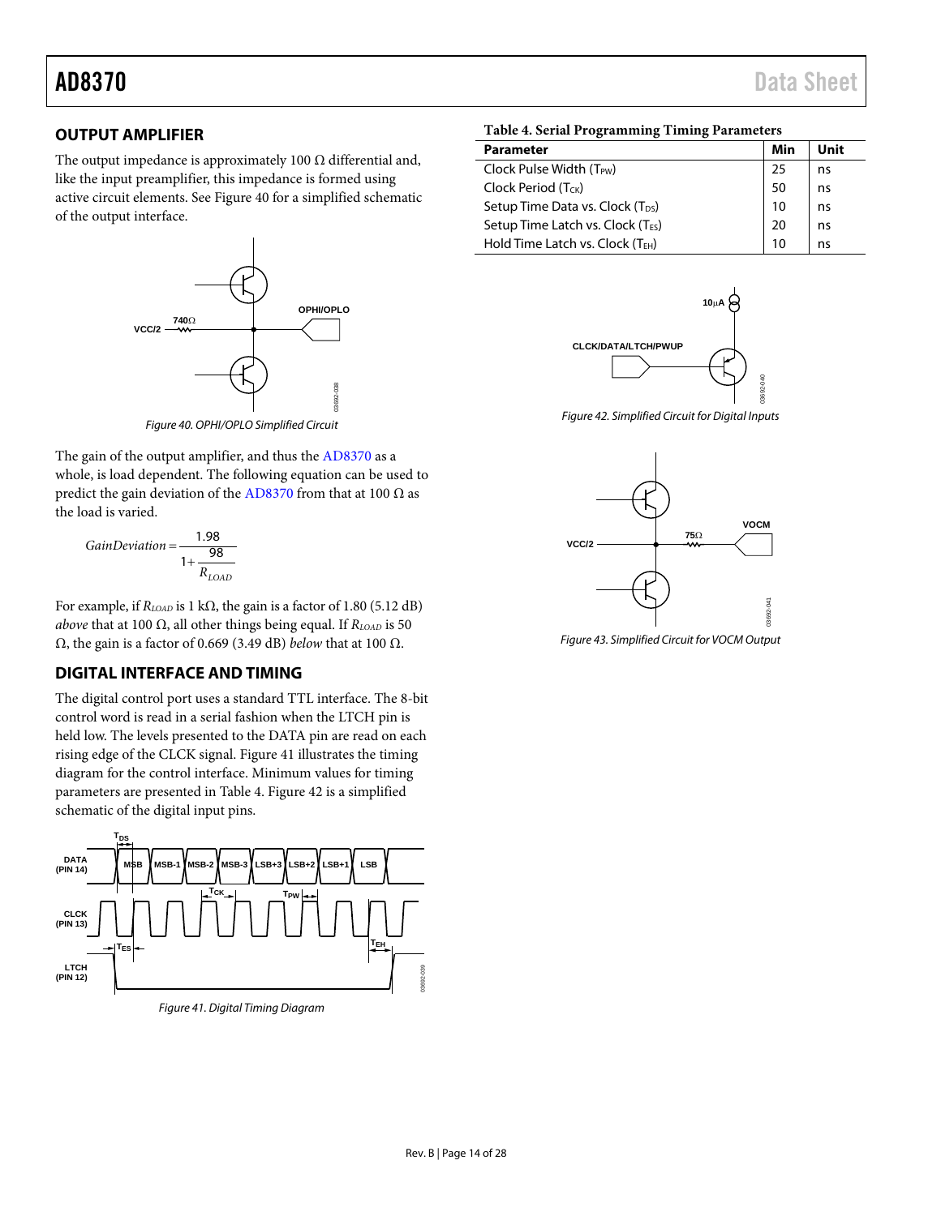## OUTPUT AMPLIFIER

The output impedance is approximately 100 Ω differential and, like the input preamplifier, this impedance is formed using active circuit elements. See Figure 40 for a simplified schematic of the output interface.

Figure 40. OPHI/OPLO Simplified Circuit

The gain of the output amplifier, and thus the AD8370 as a whole, is load dependent. The following equation can be used to predict the gain deviation of the AD8370 from that at 100 Ω as the load is varied.

$$GainDeviation = \frac{1.98}{1 + \dfrac{98}{R_{LOAD}}}$$

For example, if $R_{LOAD}$ is 1 kΩ, the gain is a factor of 1.80 (5.12 dB) *above* that at 100 Ω, all other things being equal. If $R_{LOAD}$ is 50 Ω, the gain is a factor of 0.669 (3.49 dB) *below* that at 100 Ω.

## DIGITAL INTERFACE AND TIMING

The digital control port uses a standard TTL interface. The 8-bit control word is read in a serial fashion when the LTCH pin is held low. The levels presented to the DATA pin are read on each rising edge of the CLCK signal. Figure 41 illustrates the timing diagram for the control interface. Minimum values for timing parameters are presented in Table 4. Figure 42 is a simplified schematic of the digital input pins.

Figure 41. Digital Timing Diagram

**Table 4. Serial Programming Timing Parameters**

| Parameter | Min | Unit |
|---|---|---|
| Clock Pulse Width ($T_{PW}$) | 25 | ns |
| Clock Period ($T_{CK}$) | 50 | ns |
| Setup Time Data vs. Clock ($T_{DS}$) | 10 | ns |
| Setup Time Latch vs. Clock ($T_{ES}$) | 20 | ns |
| Hold Time Latch vs. Clock ($T_{EH}$) | 10 | ns |

Figure 42. Simplified Circuit for Digital Inputs

Figure 43. Simplified Circuit for VOCM Output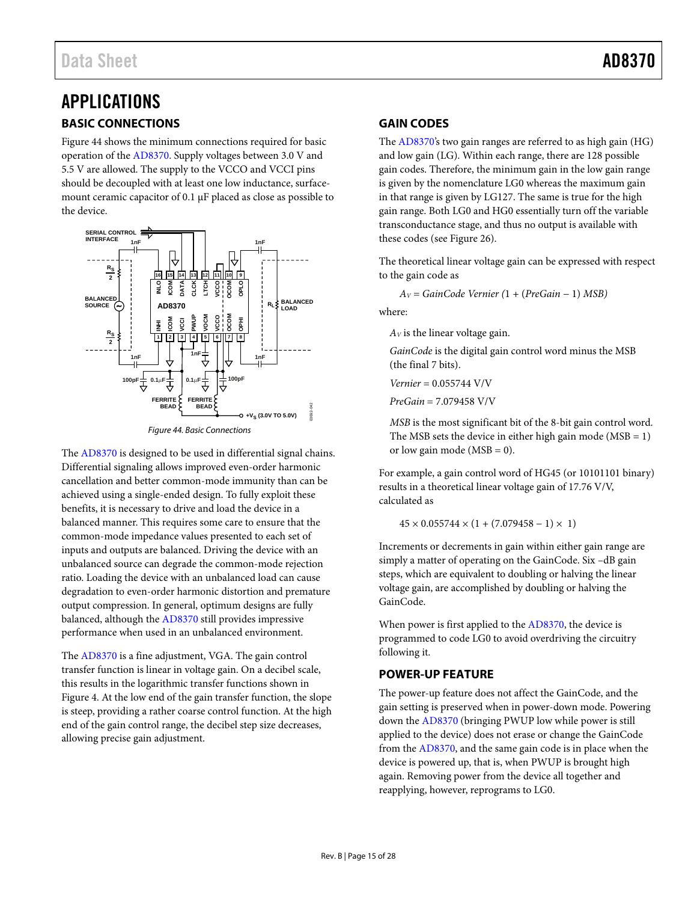# APPLICATIONS

## BASIC CONNECTIONS

Figure 44 shows the minimum connections required for basic operation of the AD8370. Supply voltages between 3.0 V and 5.5 V are allowed. The supply to the VCCO and VCCI pins should be decoupled with at least one low inductance, surface-mount ceramic capacitor of 0.1 μF placed as close as possible to the device.

Figure 44. Basic Connections

The AD8370 is designed to be used in differential signal chains. Differential signaling allows improved even-order harmonic cancellation and better common-mode immunity than can be achieved using a single-ended design. To fully exploit these benefits, it is necessary to drive and load the device in a balanced manner. This requires some care to ensure that the common-mode impedance values presented to each set of inputs and outputs are balanced. Driving the device with an unbalanced source can degrade the common-mode rejection ratio. Loading the device with an unbalanced load can cause degradation to even-order harmonic distortion and premature output compression. In general, optimum designs are fully balanced, although the AD8370 still provides impressive performance when used in an unbalanced environment.

The AD8370 is a fine adjustment, VGA. The gain control transfer function is linear in voltage gain. On a decibel scale, this results in the logarithmic transfer functions shown in Figure 4. At the low end of the gain transfer function, the slope is steep, providing a rather coarse control function. At the high end of the gain control range, the decibel step size decreases, allowing precise gain adjustment.

## GAIN CODES

The AD8370's two gain ranges are referred to as high gain (HG) and low gain (LG). Within each range, there are 128 possible gain codes. Therefore, the minimum gain in the low gain range is given by the nomenclature LG0 whereas the maximum gain in that range is given by LG127. The same is true for the high gain range. Both LG0 and HG0 essentially turn off the variable transconductance stage, and thus no output is available with these codes (see Figure 26).

The theoretical linear voltage gain can be expressed with respect to the gain code as

$$A_V = GainCode\ Vernier\ (1 + (PreGain - 1)\ MSB)$$

where:

$A_V$ is the linear voltage gain.

*GainCode* is the digital gain control word minus the MSB (the final 7 bits).

*Vernier* = 0.055744 V/V

*PreGain* = 7.079458 V/V

*MSB* is the most significant bit of the 8-bit gain control word. The MSB sets the device in either high gain mode (MSB = 1) or low gain mode (MSB = 0).

For example, a gain control word of HG45 (or 10101101 binary) results in a theoretical linear voltage gain of 17.76 V/V, calculated as

$$45 \times 0.055744 \times (1 + (7.079458 - 1) \times 1)$$

Increments or decrements in gain within either gain range are simply a matter of operating on the GainCode. Six –dB gain steps, which are equivalent to doubling or halving the linear voltage gain, are accomplished by doubling or halving the GainCode.

When power is first applied to the AD8370, the device is programmed to code LG0 to avoid overdriving the circuitry following it.

## POWER-UP FEATURE

The power-up feature does not affect the GainCode, and the gain setting is preserved when in power-down mode. Powering down the AD8370 (bringing PWUP low while power is still applied to the device) does not erase or change the GainCode from the AD8370, and the same gain code is in place when the device is powered up, that is, when PWUP is brought high again. Removing power from the device all together and reapplying, however, reprograms to LG0.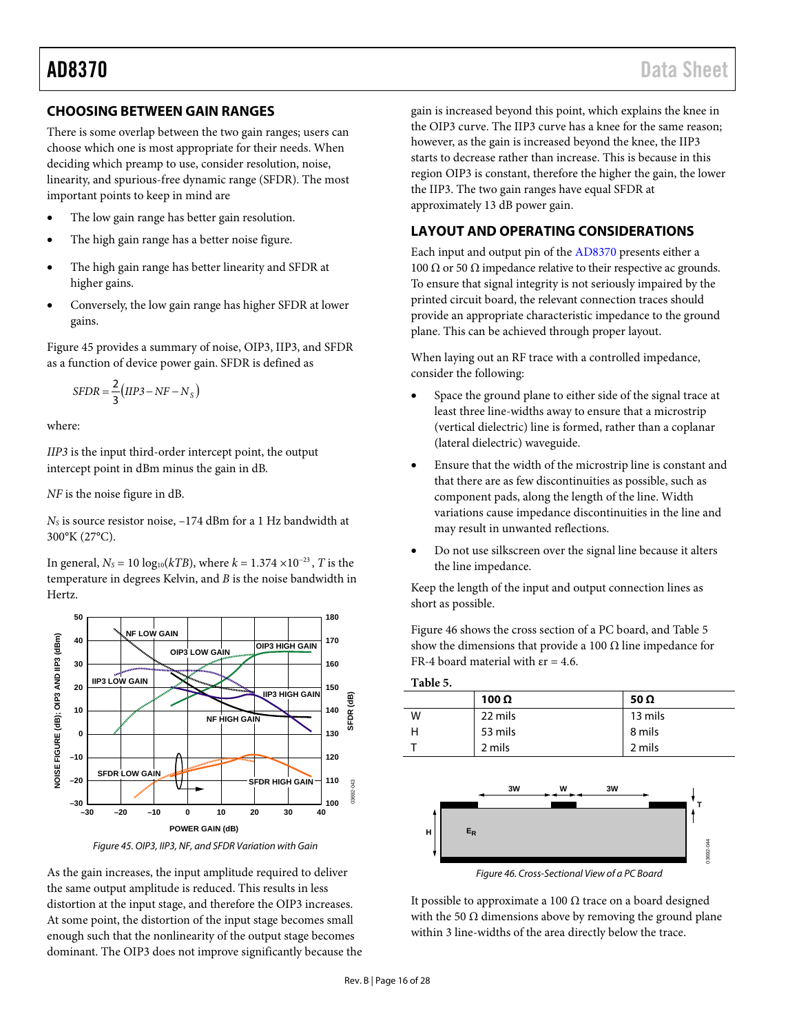## CHOOSING BETWEEN GAIN RANGES

There is some overlap between the two gain ranges; users can choose which one is most appropriate for their needs. When deciding which preamp to use, consider resolution, noise, linearity, and spurious-free dynamic range (SFDR). The most important points to keep in mind are

- The low gain range has better gain resolution.
- The high gain range has a better noise figure.
- The high gain range has better linearity and SFDR at higher gains.
- Conversely, the low gain range has higher SFDR at lower gains.

Figure 45 provides a summary of noise, OIP3, IIP3, and SFDR as a function of device power gain. SFDR is defined as

$$SFDR = \frac{2}{3}\left(IIP3 - NF - N_S\right)$$

where:

*IIP3* is the input third-order intercept point, the output intercept point in dBm minus the gain in dB.

*NF* is the noise figure in dB.

$N_S$ is source resistor noise, −174 dBm for a 1 Hz bandwidth at 300°K (27°C).

In general, $N_S = 10\log_{10}(kTB)$, where $k = 1.374 \times 10^{-23}$, $T$ is the temperature in degrees Kelvin, and $B$ is the noise bandwidth in Hertz.

Figure 45. OIP3, IIP3, NF, and SFDR Variation with Gain

As the gain increases, the input amplitude required to deliver the same output amplitude is reduced. This results in less distortion at the input stage, and therefore the OIP3 increases. At some point, the distortion of the input stage becomes small enough such that the nonlinearity of the output stage becomes dominant. The OIP3 does not improve significantly because the gain is increased beyond this point, which explains the knee in the OIP3 curve. The IIP3 curve has a knee for the same reason; however, as the gain is increased beyond the knee, the IIP3 starts to decrease rather than increase. This is because in this region OIP3 is constant, therefore the higher the gain, the lower the IIP3. The two gain ranges have equal SFDR at approximately 13 dB power gain.

## LAYOUT AND OPERATING CONSIDERATIONS

Each input and output pin of the AD8370 presents either a 100 Ω or 50 Ω impedance relative to their respective ac grounds. To ensure that signal integrity is not seriously impaired by the printed circuit board, the relevant connection traces should provide an appropriate characteristic impedance to the ground plane. This can be achieved through proper layout.

When laying out an RF trace with a controlled impedance, consider the following:

- Space the ground plane to either side of the signal trace at least three line-widths away to ensure that a microstrip (vertical dielectric) line is formed, rather than a coplanar (lateral dielectric) waveguide.
- Ensure that the width of the microstrip line is constant and that there are as few discontinuities as possible, such as component pads, along the length of the line. Width variations cause impedance discontinuities in the line and may result in unwanted reflections.
- Do not use silkscreen over the signal line because it alters the line impedance.

Keep the length of the input and output connection lines as short as possible.

Figure 46 shows the cross section of a PC board, and Table 5 show the dimensions that provide a 100 Ω line impedance for FR-4 board material with εr = 4.6.

**Table 5.**

| | 100 Ω | 50 Ω |
|---|---|---|
| W | 22 mils | 13 mils |
| H | 53 mils | 8 mils |
| T | 2 mils | 2 mils |

Figure 46. Cross-Sectional View of a PC Board

It possible to approximate a 100 Ω trace on a board designed with the 50 Ω dimensions above by removing the ground plane within 3 line-widths of the area directly below the trace.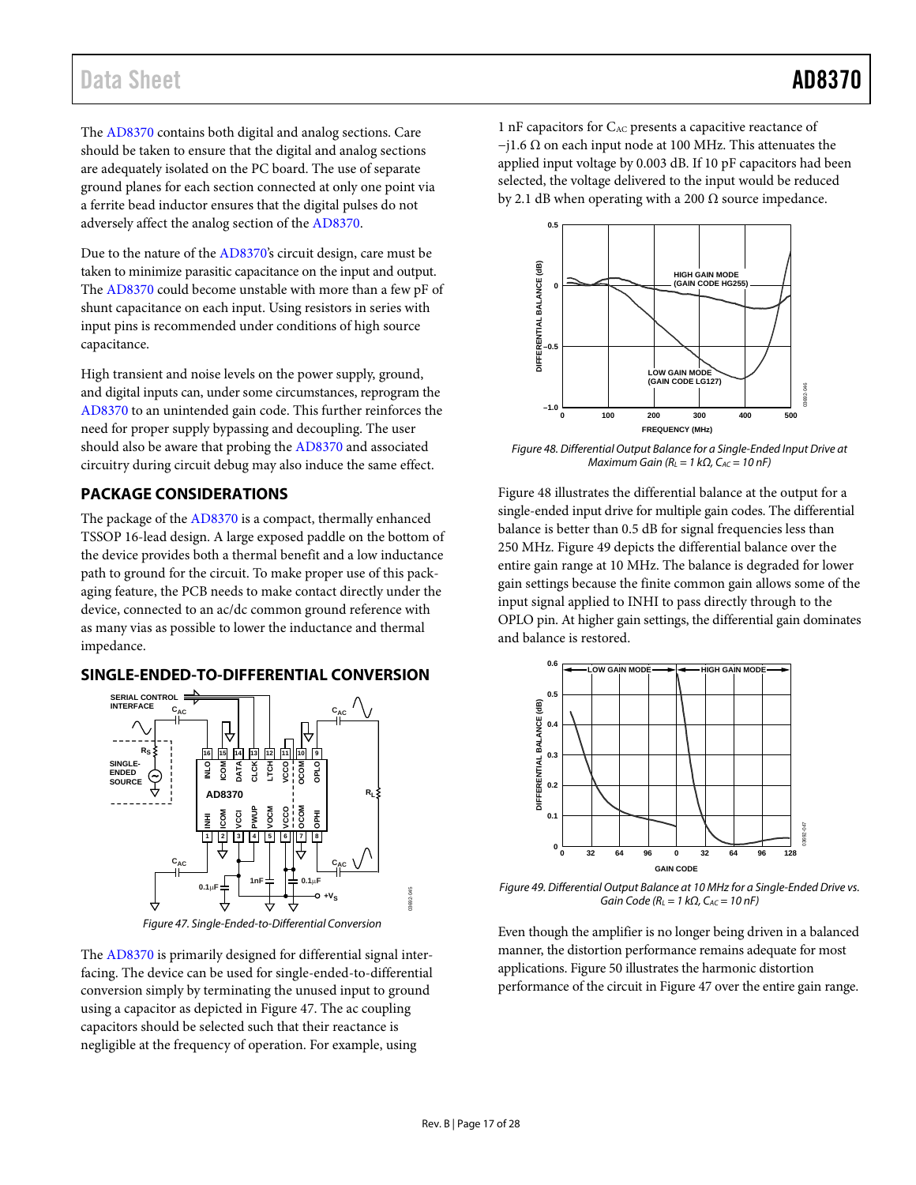The AD8370 contains both digital and analog sections. Care should be taken to ensure that the digital and analog sections are adequately isolated on the PC board. The use of separate ground planes for each section connected at only one point via a ferrite bead inductor ensures that the digital pulses do not adversely affect the analog section of the AD8370.

Due to the nature of the AD8370's circuit design, care must be taken to minimize parasitic capacitance on the input and output. The AD8370 could become unstable with more than a few pF of shunt capacitance on each input. Using resistors in series with input pins is recommended under conditions of high source capacitance.

High transient and noise levels on the power supply, ground, and digital inputs can, under some circumstances, reprogram the AD8370 to an unintended gain code. This further reinforces the need for proper supply bypassing and decoupling. The user should also be aware that probing the AD8370 and associated circuitry during circuit debug may also induce the same effect.

## PACKAGE CONSIDERATIONS

The package of the AD8370 is a compact, thermally enhanced TSSOP 16-lead design. A large exposed paddle on the bottom of the device provides both a thermal benefit and a low inductance path to ground for the circuit. To make proper use of this packaging feature, the PCB needs to make contact directly under the device, connected to an ac/dc common ground reference with as many vias as possible to lower the inductance and thermal impedance.

## SINGLE-ENDED-TO-DIFFERENTIAL CONVERSION

*Figure 47. Single-Ended-to-Differential Conversion*

The AD8370 is primarily designed for differential signal interfacing. The device can be used for single-ended-to-differential conversion simply by terminating the unused input to ground using a capacitor as depicted in Figure 47. The ac coupling capacitors should be selected such that their reactance is negligible at the frequency of operation. For example, using 1 nF capacitors for $C_{AC}$ presents a capacitive reactance of −j1.6 Ω on each input node at 100 MHz. This attenuates the applied input voltage by 0.003 dB. If 10 pF capacitors had been selected, the voltage delivered to the input would be reduced by 2.1 dB when operating with a 200 Ω source impedance.

*Figure 48. Differential Output Balance for a Single-Ended Input Drive at Maximum Gain ($R_L$ = 1 kΩ, $C_{AC}$ = 10 nF)*

Figure 48 illustrates the differential balance at the output for a single-ended input drive for multiple gain codes. The differential balance is better than 0.5 dB for signal frequencies less than 250 MHz. Figure 49 depicts the differential balance over the entire gain range at 10 MHz. The balance is degraded for lower gain settings because the finite common gain allows some of the input signal applied to INHI to pass directly through to the OPLO pin. At higher gain settings, the differential gain dominates and balance is restored.

*Figure 49. Differential Output Balance at 10 MHz for a Single-Ended Drive vs. Gain Code ($R_L$ = 1 kΩ, $C_{AC}$ = 10 nF)*

Even though the amplifier is no longer being driven in a balanced manner, the distortion performance remains adequate for most applications. Figure 50 illustrates the harmonic distortion performance of the circuit in Figure 47 over the entire gain range.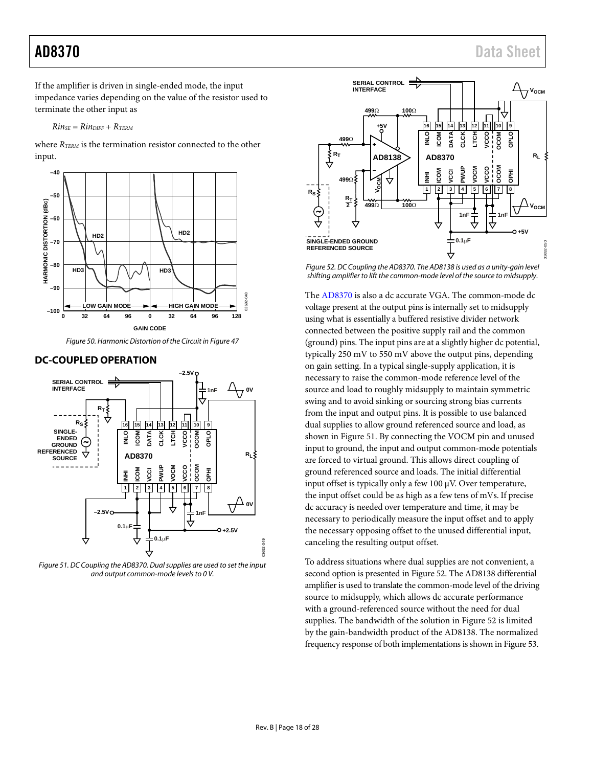If the amplifier is driven in single-ended mode, the input impedance varies depending on the value of the resistor used to terminate the other input as

$$Rin_{SE} = Rin_{DIFF} + R_{TERM}$$

where $R_{TERM}$ is the termination resistor connected to the other input.

Figure 50. Harmonic Distortion of the Circuit in Figure 47

## DC-COUPLED OPERATION

Figure 51. DC Coupling the AD8370. Dual supplies are used to set the input and output common-mode levels to 0 V.

Figure 52. DC Coupling the AD8370. The AD8138 is used as a unity-gain level shifting amplifier to lift the common-mode level of the source to midsupply.

The AD8370 is also a dc accurate VGA. The common-mode dc voltage present at the output pins is internally set to midsupply using what is essentially a buffered resistive divider network connected between the positive supply rail and the common (ground) pins. The input pins are at a slightly higher dc potential, typically 250 mV to 550 mV above the output pins, depending on gain setting. In a typical single-supply application, it is necessary to raise the common-mode reference level of the source and load to roughly midsupply to maintain symmetric swing and to avoid sinking or sourcing strong bias currents from the input and output pins. It is possible to use balanced dual supplies to allow ground referenced source and load, as shown in Figure 51. By connecting the VOCM pin and unused input to ground, the input and output common-mode potentials are forced to virtual ground. This allows direct coupling of ground referenced source and loads. The initial differential input offset is typically only a few 100 μV. Over temperature, the input offset could be as high as a few tens of mVs. If precise dc accuracy is needed over temperature and time, it may be necessary to periodically measure the input offset and to apply the necessary opposing offset to the unused differential input, canceling the resulting output offset.

To address situations where dual supplies are not convenient, a second option is presented in Figure 52. The AD8138 differential amplifier is used to translate the common-mode level of the driving source to midsupply, which allows dc accurate performance with a ground-referenced source without the need for dual supplies. The bandwidth of the solution in Figure 52 is limited by the gain-bandwidth product of the AD8138. The normalized frequency response of both implementations is shown in Figure 53.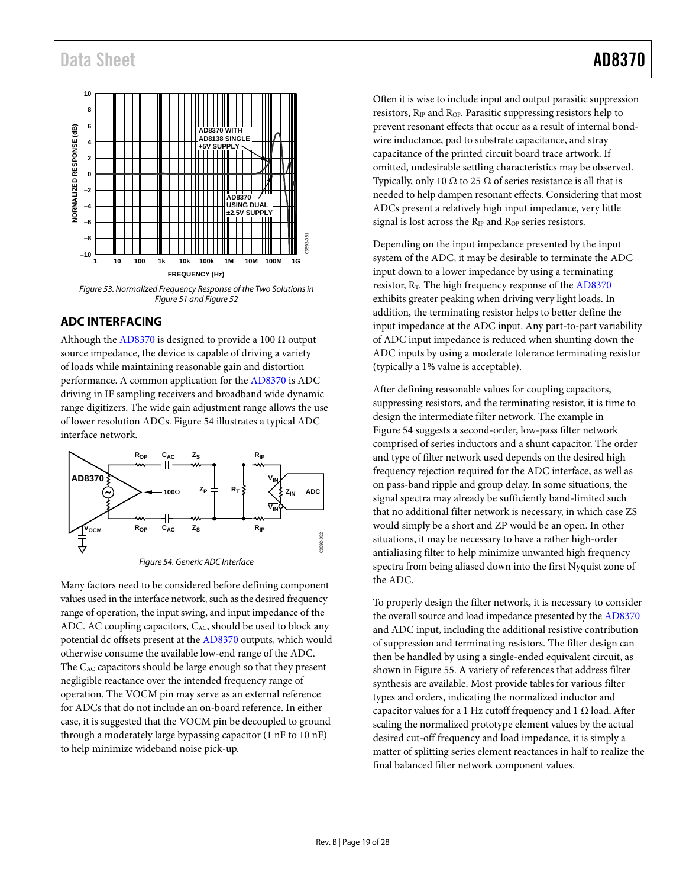Figure 53. Normalized Frequency Response of the Two Solutions in Figure 51 and Figure 52

## ADC INTERFACING

Although the AD8370 is designed to provide a 100 Ω output source impedance, the device is capable of driving a variety of loads while maintaining reasonable gain and distortion performance. A common application for the AD8370 is ADC driving in IF sampling receivers and broadband wide dynamic range digitizers. The wide gain adjustment range allows the use of lower resolution ADCs. Figure 54 illustrates a typical ADC interface network.

Figure 54. Generic ADC Interface

Many factors need to be considered before defining component values used in the interface network, such as the desired frequency range of operation, the input swing, and input impedance of the ADC. AC coupling capacitors, $C_{AC}$, should be used to block any potential dc offsets present at the AD8370 outputs, which would otherwise consume the available low-end range of the ADC. The $C_{AC}$ capacitors should be large enough so that they present negligible reactance over the intended frequency range of operation. The VOCM pin may serve as an external reference for ADCs that do not include an on-board reference. In either case, it is suggested that the VOCM pin be decoupled to ground through a moderately large bypassing capacitor (1 nF to 10 nF) to help minimize wideband noise pick-up.

Often it is wise to include input and output parasitic suppression resistors, $R_{IP}$ and $R_{OP}$. Parasitic suppressing resistors help to prevent resonant effects that occur as a result of internal bond-wire inductance, pad to substrate capacitance, and stray capacitance of the printed circuit board trace artwork. If omitted, undesirable settling characteristics may be observed. Typically, only 10 Ω to 25 Ω of series resistance is all that is needed to help dampen resonant effects. Considering that most ADCs present a relatively high input impedance, very little signal is lost across the $R_{IP}$ and $R_{OP}$ series resistors.

Depending on the input impedance presented by the input system of the ADC, it may be desirable to terminate the ADC input down to a lower impedance by using a terminating resistor, $R_T$. The high frequency response of the AD8370 exhibits greater peaking when driving very light loads. In addition, the terminating resistor helps to better define the input impedance at the ADC input. Any part-to-part variability of ADC input impedance is reduced when shunting down the ADC inputs by using a moderate tolerance terminating resistor (typically a 1% value is acceptable).

After defining reasonable values for coupling capacitors, suppressing resistors, and the terminating resistor, it is time to design the intermediate filter network. The example in Figure 54 suggests a second-order, low-pass filter network comprised of series inductors and a shunt capacitor. The order and type of filter network used depends on the desired high frequency rejection required for the ADC interface, as well as on pass-band ripple and group delay. In some situations, the signal spectra may already be sufficiently band-limited such that no additional filter network is necessary, in which case ZS would simply be a short and ZP would be an open. In other situations, it may be necessary to have a rather high-order antialiasing filter to help minimize unwanted high frequency spectra from being aliased down into the first Nyquist zone of the ADC.

To properly design the filter network, it is necessary to consider the overall source and load impedance presented by the AD8370 and ADC input, including the additional resistive contribution of suppression and terminating resistors. The filter design can then be handled by using a single-ended equivalent circuit, as shown in Figure 55. A variety of references that address filter synthesis are available. Most provide tables for various filter types and orders, indicating the normalized inductor and capacitor values for a 1 Hz cutoff frequency and 1 Ω load. After scaling the normalized prototype element values by the actual desired cut-off frequency and load impedance, it is simply a matter of splitting series element reactances in half to realize the final balanced filter network component values.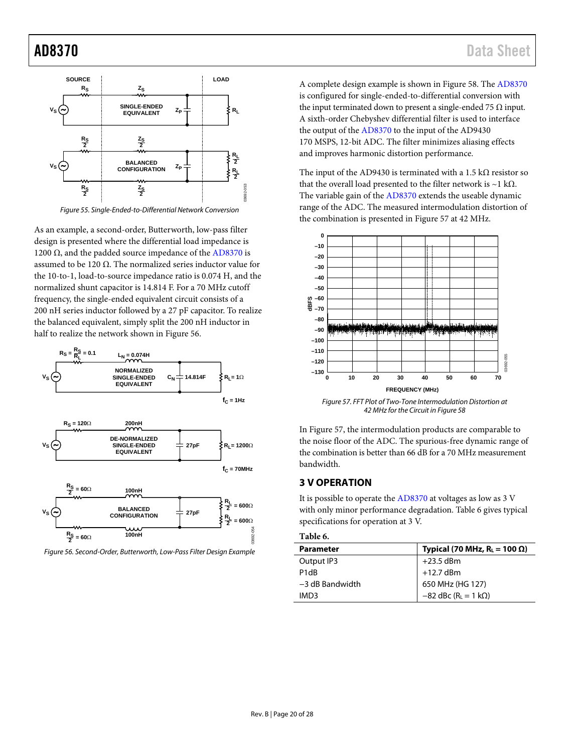Figure 55. Single-Ended-to-Differential Network Conversion

As an example, a second-order, Butterworth, low-pass filter design is presented where the differential load impedance is 1200 Ω, and the padded source impedance of the AD8370 is assumed to be 120 Ω. The normalized series inductor value for the 10-to-1, load-to-source impedance ratio is 0.074 H, and the normalized shunt capacitor is 14.814 F. For a 70 MHz cutoff frequency, the single-ended equivalent circuit consists of a 200 nH series inductor followed by a 27 pF capacitor. To realize the balanced equivalent, simply split the 200 nH inductor in half to realize the network shown in Figure 56.

Figure 56. Second-Order, Butterworth, Low-Pass Filter Design Example

A complete design example is shown in Figure 58. The AD8370 is configured for single-ended-to-differential conversion with the input terminated down to present a single-ended 75 Ω input. A sixth-order Chebyshev differential filter is used to interface the output of the AD8370 to the input of the AD9430 170 MSPS, 12-bit ADC. The filter minimizes aliasing effects and improves harmonic distortion performance.

The input of the AD9430 is terminated with a 1.5 kΩ resistor so that the overall load presented to the filter network is ~1 kΩ. The variable gain of the AD8370 extends the useable dynamic range of the ADC. The measured intermodulation distortion of the combination is presented in Figure 57 at 42 MHz.

Figure 57. FFT Plot of Two-Tone Intermodulation Distortion at 42 MHz for the Circuit in Figure 58

In Figure 57, the intermodulation products are comparable to the noise floor of the ADC. The spurious-free dynamic range of the combination is better than 66 dB for a 70 MHz measurement bandwidth.

## 3 V OPERATION

It is possible to operate the AD8370 at voltages as low as 3 V with only minor performance degradation. Table 6 gives typical specifications for operation at 3 V.

**Table 6.**

| Parameter | Typical (70 MHz, $R_L$ = 100 Ω) |
|---|---|
| Output IP3 | +23.5 dBm |
| P1dB | +12.7 dBm |
| −3 dB Bandwidth | 650 MHz (HG 127) |
| IMD3 | −82 dBc ($R_L$ = 1 kΩ) |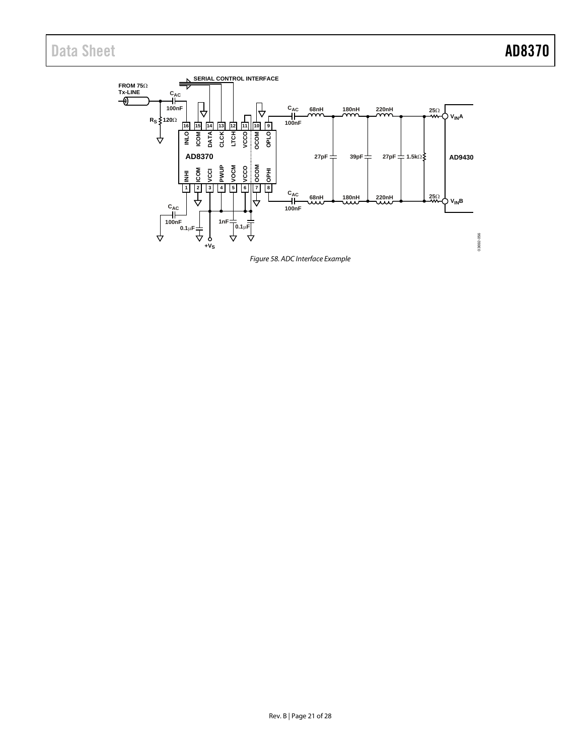Figure 58. ADC Interface Example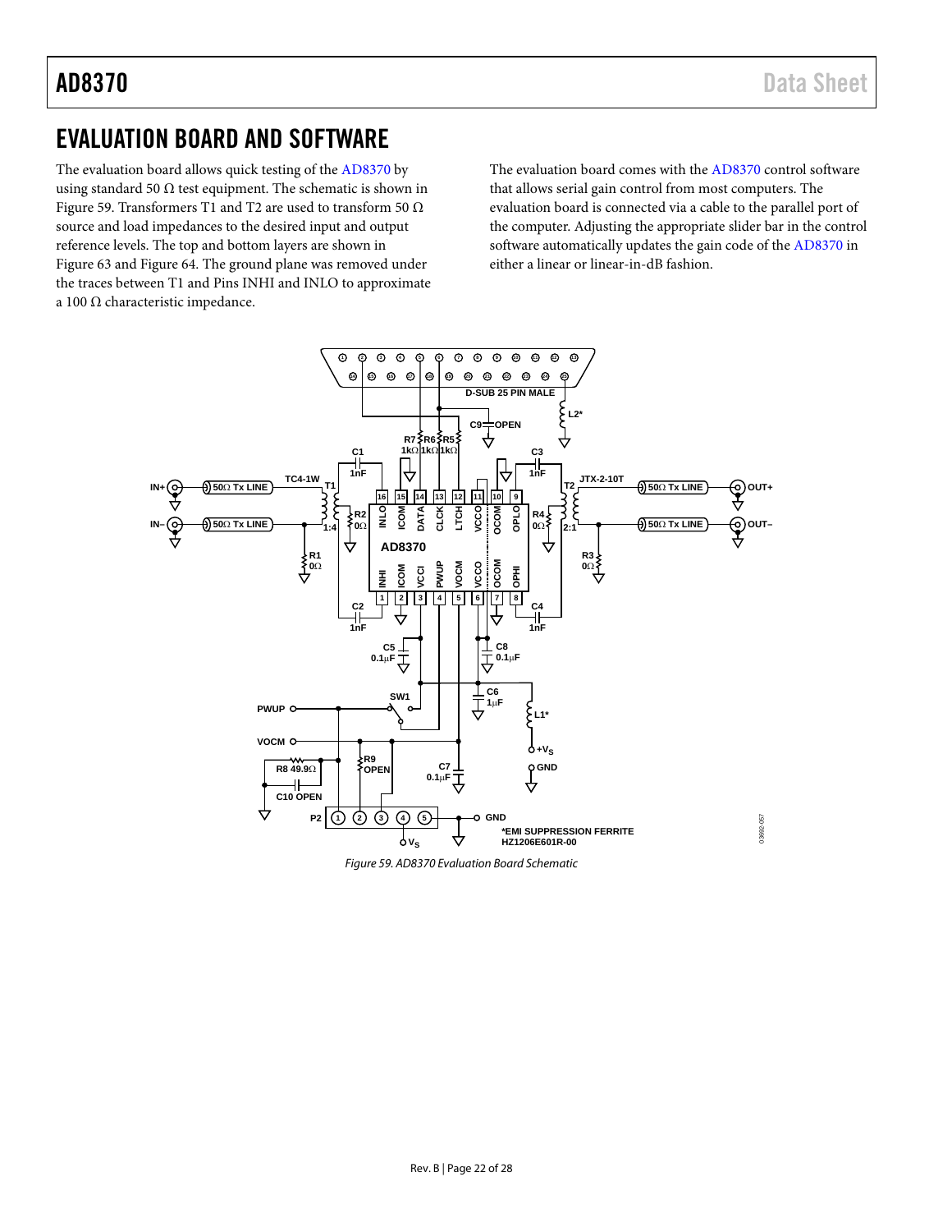# EVALUATION BOARD AND SOFTWARE

The evaluation board allows quick testing of the AD8370 by using standard 50 Ω test equipment. The schematic is shown in Figure 59. Transformers T1 and T2 are used to transform 50 Ω source and load impedances to the desired input and output reference levels. The top and bottom layers are shown in Figure 63 and Figure 64. The ground plane was removed under the traces between T1 and Pins INHI and INLO to approximate a 100 Ω characteristic impedance.

The evaluation board comes with the AD8370 control software that allows serial gain control from most computers. The evaluation board is connected via a cable to the parallel port of the computer. Adjusting the appropriate slider bar in the control software automatically updates the gain code of the AD8370 in either a linear or linear-in-dB fashion.

*Figure 59. AD8370 Evaluation Board Schematic*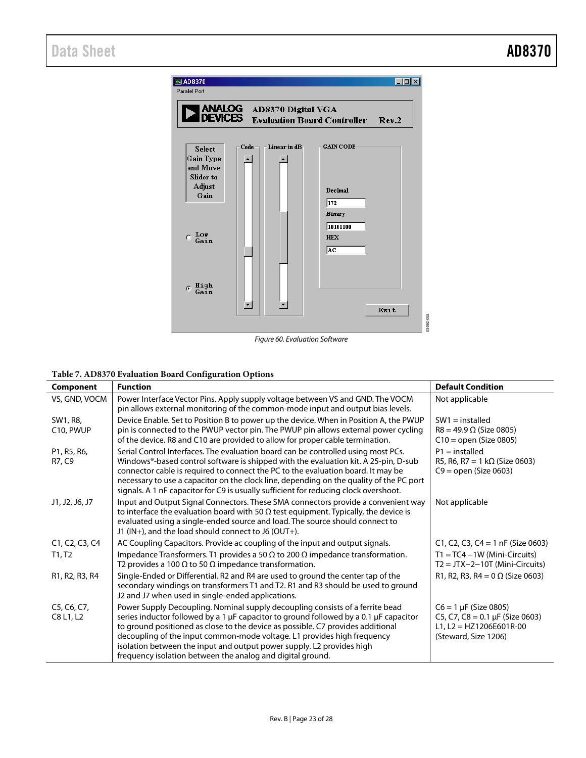Figure 60. Evaluation Software

**Table 7. AD8370 Evaluation Board Configuration Options**

| Component | Function | Default Condition |
|---|---|---|
| VS, GND, VOCM | Power Interface Vector Pins. Apply supply voltage between VS and GND. The VOCM pin allows external monitoring of the common-mode input and output bias levels. | Not applicable |
| SW1, R8, C10, PWUP | Device Enable. Set to Position B to power up the device. When in Position A, the PWUP pin is connected to the PWUP vector pin. The PWUP pin allows external power cycling of the device. R8 and C10 are provided to allow for proper cable termination. | SW1 = installed<br>R8 = 49.9 Ω (Size 0805)<br>C10 = open (Size 0805) |
| P1, R5, R6, R7, C9 | Serial Control Interfaces. The evaluation board can be controlled using most PCs. Windows®-based control software is shipped with the evaluation kit. A 25-pin, D-sub connector cable is required to connect the PC to the evaluation board. It may be necessary to use a capacitor on the clock line, depending on the quality of the PC port signals. A 1 nF capacitor for C9 is usually sufficient for reducing clock overshoot. | P1 = installed<br>R5, R6, R7 = 1 kΩ (Size 0603)<br>C9 = open (Size 0603) |
| J1, J2, J6, J7 | Input and Output Signal Connectors. These SMA connectors provide a convenient way to interface the evaluation board with 50 Ω test equipment. Typically, the device is evaluated using a single-ended source and load. The source should connect to J1 (IN+), and the load should connect to J6 (OUT+). | Not applicable |
| C1, C2, C3, C4 | AC Coupling Capacitors. Provide ac coupling of the input and output signals. | C1, C2, C3, C4 = 1 nF (Size 0603) |
| T1, T2 | Impedance Transformers. T1 provides a 50 Ω to 200 Ω impedance transformation. T2 provides a 100 Ω to 50 Ω impedance transformation. | T1 = TC4 −1W (Mini-Circuits)<br>T2 = JTX−2−10T (Mini-Circuits) |
| R1, R2, R3, R4 | Single-Ended or Differential. R2 and R4 are used to ground the center tap of the secondary windings on transformers T1 and T2. R1 and R3 should be used to ground J2 and J7 when used in single-ended applications. | R1, R2, R3, R4 = 0 Ω (Size 0603) |
| C5, C6, C7, C8 L1, L2 | Power Supply Decoupling. Nominal supply decoupling consists of a ferrite bead series inductor followed by a 1 µF capacitor to ground followed by a 0.1 µF capacitor to ground positioned as close to the device as possible. C7 provides additional decoupling of the input common-mode voltage. L1 provides high frequency isolation between the input and output power supply. L2 provides high frequency isolation between the analog and digital ground. | C6 = 1 µF (Size 0805)<br>C5, C7, C8 = 0.1 µF (Size 0603)<br>L1, L2 = HZ1206E601R-00 (Steward, Size 1206) |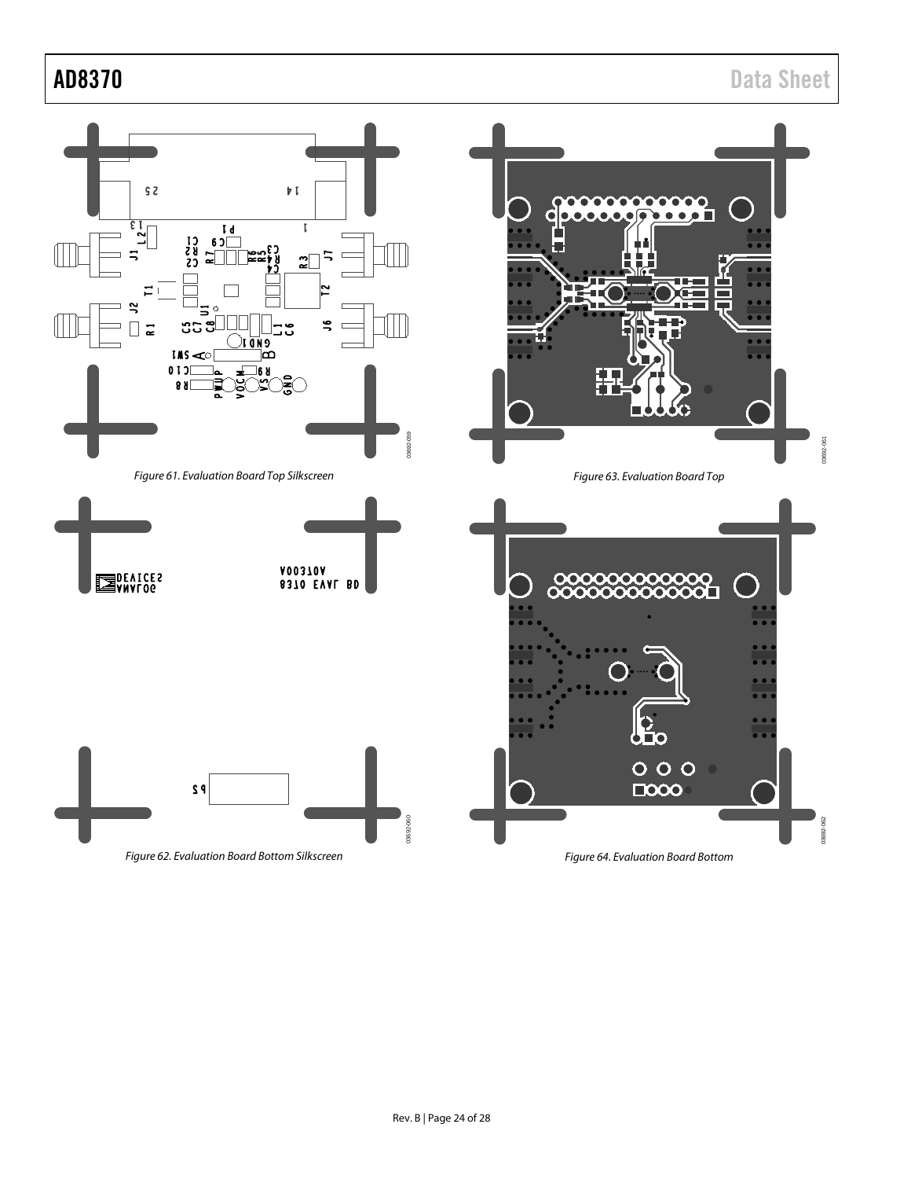Figure 61. Evaluation Board Top Silkscreen

Figure 62. Evaluation Board Bottom Silkscreen

Figure 63. Evaluation Board Top

Figure 64. Evaluation Board Bottom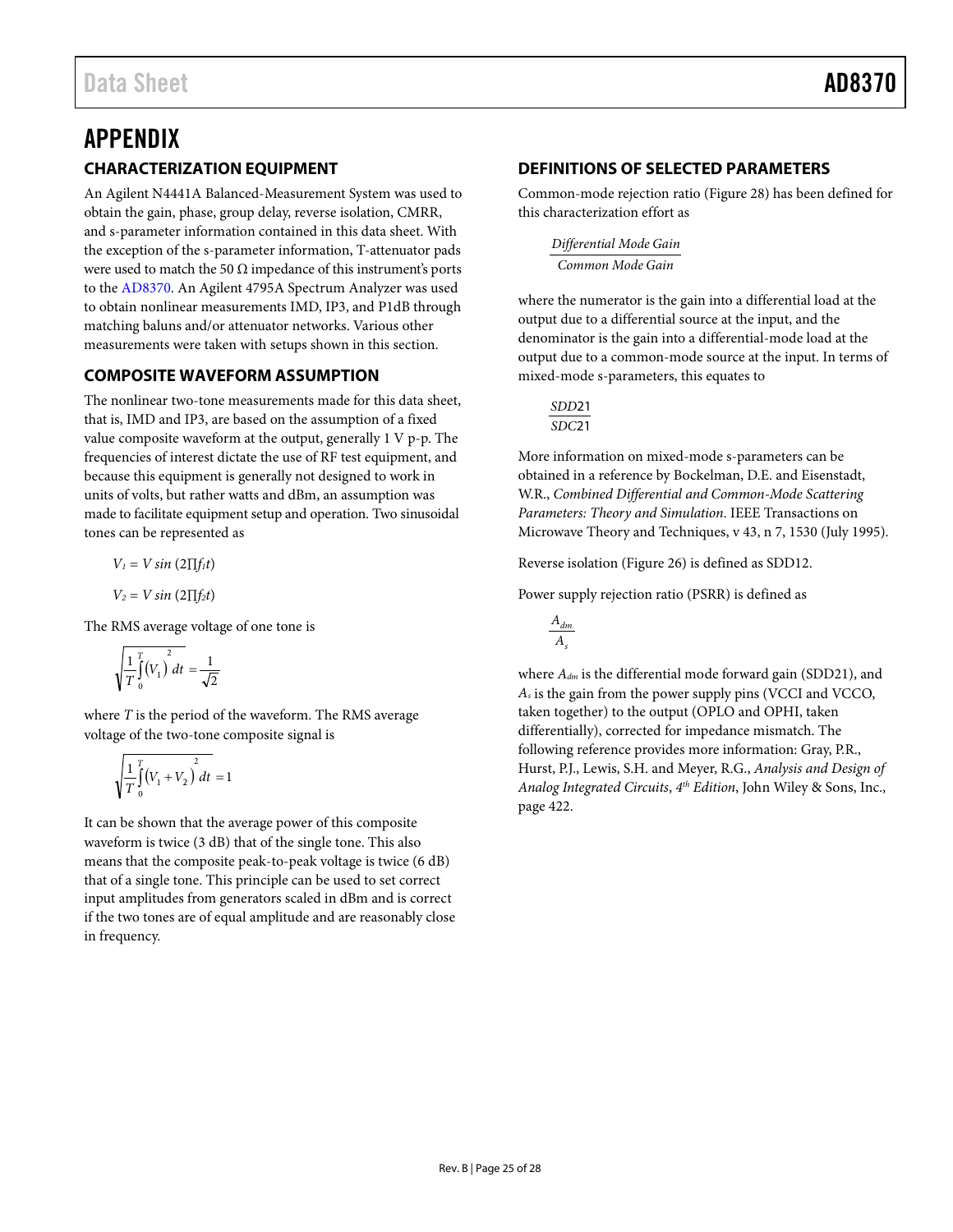# APPENDIX

## CHARACTERIZATION EQUIPMENT

An Agilent N4441A Balanced-Measurement System was used to obtain the gain, phase, group delay, reverse isolation, CMRR, and s-parameter information contained in this data sheet. With the exception of the s-parameter information, T-attenuator pads were used to match the 50 Ω impedance of this instrument's ports to the AD8370. An Agilent 4795A Spectrum Analyzer was used to obtain nonlinear measurements IMD, IP3, and P1dB through matching baluns and/or attenuator networks. Various other measurements were taken with setups shown in this section.

## COMPOSITE WAVEFORM ASSUMPTION

The nonlinear two-tone measurements made for this data sheet, that is, IMD and IP3, are based on the assumption of a fixed value composite waveform at the output, generally 1 V p-p. The frequencies of interest dictate the use of RF test equipment, and because this equipment is generally not designed to work in units of volts, but rather watts and dBm, an assumption was made to facilitate equipment setup and operation. Two sinusoidal tones can be represented as

$$V_1 = V \sin(2\pi f_1 t)$$

$$V_2 = V \sin(2\pi f_2 t)$$

The RMS average voltage of one tone is

$$\sqrt{\frac{1}{T}\int_0^T (V_1)^2 \, dt} = \frac{1}{\sqrt{2}}$$

where $T$ is the period of the waveform. The RMS average voltage of the two-tone composite signal is

$$\sqrt{\frac{1}{T}\int_0^T (V_1 + V_2)^2 \, dt} = 1$$

It can be shown that the average power of this composite waveform is twice (3 dB) that of the single tone. This also means that the composite peak-to-peak voltage is twice (6 dB) that of a single tone. This principle can be used to set correct input amplitudes from generators scaled in dBm and is correct if the two tones are of equal amplitude and are reasonably close in frequency.

## DEFINITIONS OF SELECTED PARAMETERS

Common-mode rejection ratio (Figure 28) has been defined for this characterization effort as

$$\frac{\textit{Differential Mode Gain}}{\textit{Common Mode Gain}}$$

where the numerator is the gain into a differential load at the output due to a differential source at the input, and the denominator is the gain into a differential-mode load at the output due to a common-mode source at the input. In terms of mixed-mode s-parameters, this equates to

$$\frac{SDD21}{SDC21}$$

More information on mixed-mode s-parameters can be obtained in a reference by Bockelman, D.E. and Eisenstadt, W.R., *Combined Differential and Common-Mode Scattering Parameters: Theory and Simulation*. IEEE Transactions on Microwave Theory and Techniques, v 43, n 7, 1530 (July 1995).

Reverse isolation (Figure 26) is defined as SDD12.

Power supply rejection ratio (PSRR) is defined as

$$\frac{A_{dm}}{A_s}$$

where $A_{dm}$ is the differential mode forward gain (SDD21), and $A_s$ is the gain from the power supply pins (VCCI and VCCO, taken together) to the output (OPLO and OPHI, taken differentially), corrected for impedance mismatch. The following reference provides more information: Gray, P.R., Hurst, P.J., Lewis, S.H. and Meyer, R.G., *Analysis and Design of Analog Integrated Circuits*, *4th Edition*, John Wiley & Sons, Inc., page 422.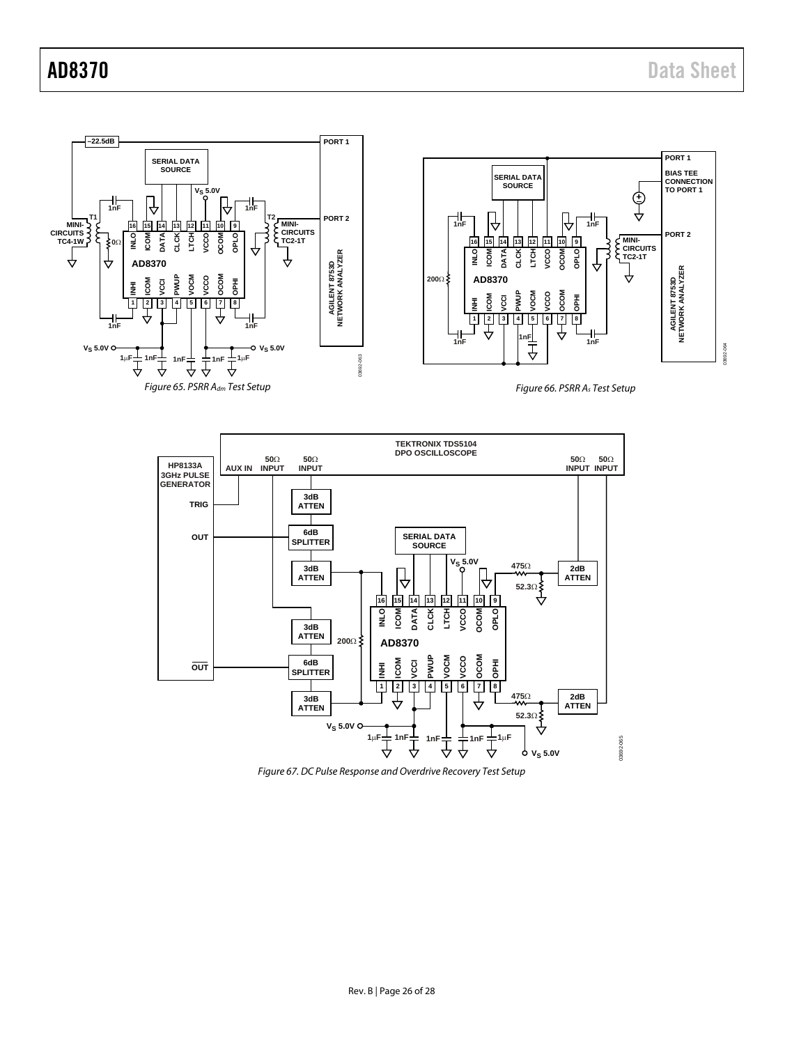Figure 65. PSRR $A_{dm}$ Test Setup

Figure 66. PSRR $A_s$ Test Setup

Figure 67. DC Pulse Response and Overdrive Recovery Test Setup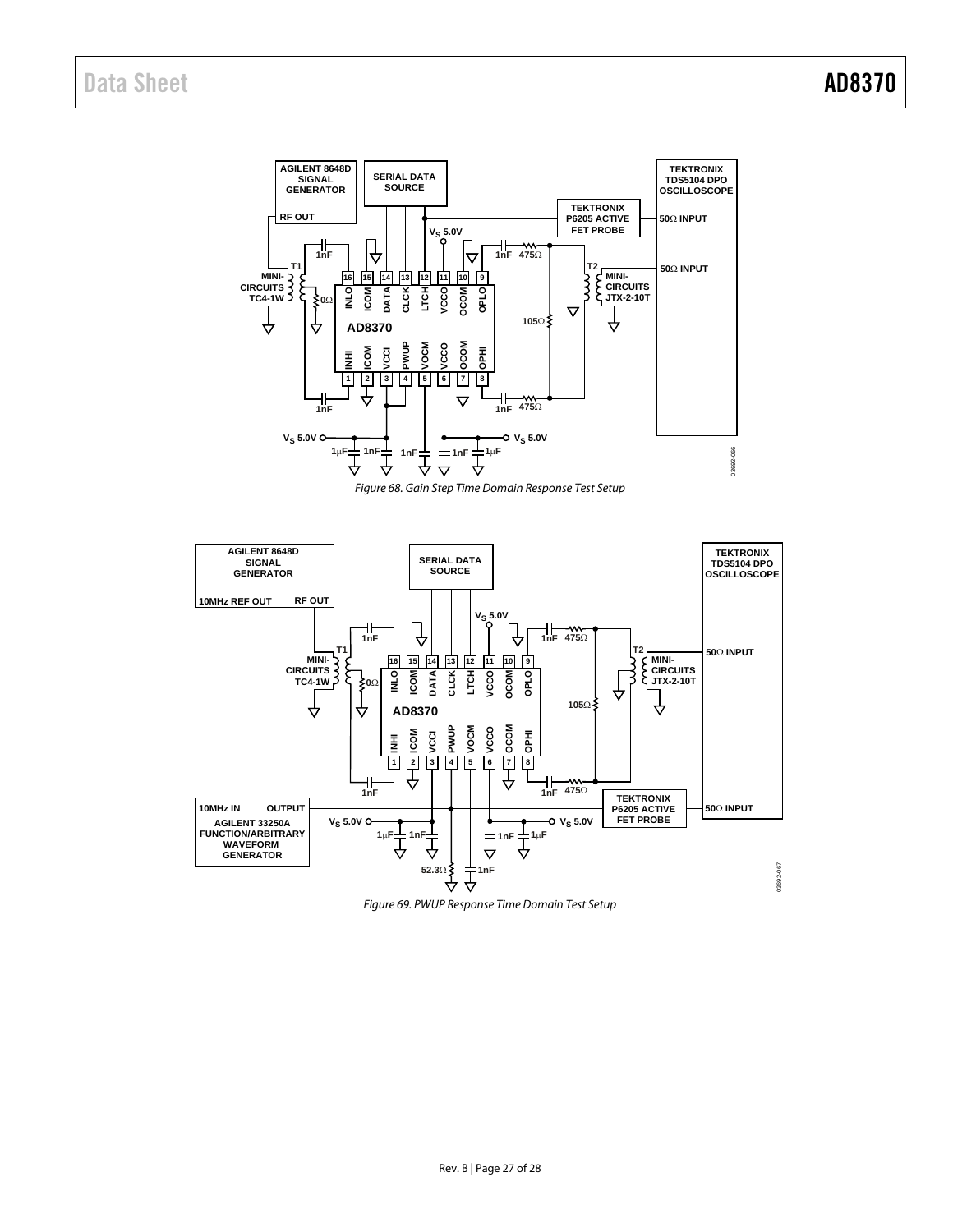Figure 68. Gain Step Time Domain Response Test Setup

Figure 69. PWUP Response Time Domain Test Setup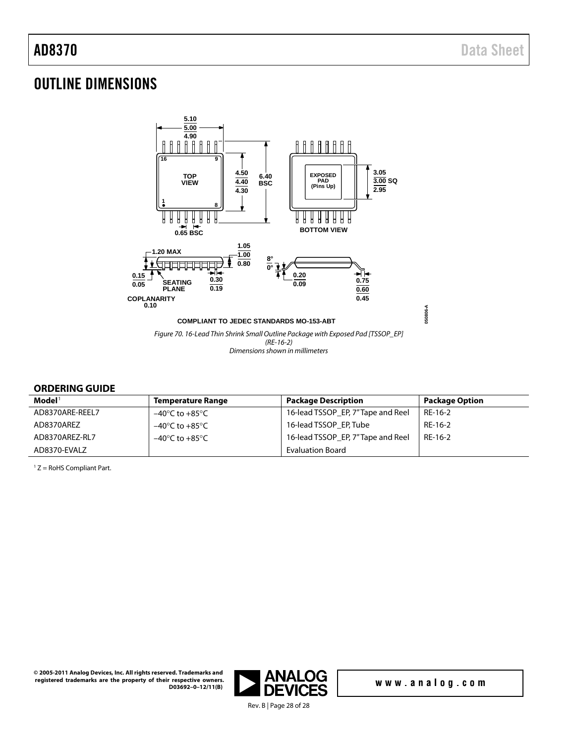## OUTLINE DIMENSIONS

5.10
5.00
4.90

16
9
TOP VIEW
1
8

4.50
4.40
4.30

6.40 BSC

0.65 BSC

EXPOSED PAD (Pins Up)

3.05
3.00 SQ
2.95

BOTTOM VIEW

1.20 MAX

1.05
1.00
0.80

0.15
0.05

SEATING PLANE

0.30
0.19

COPLANARITY
0.10

8°
0°

0.20
0.09

0.75
0.60
0.45

COMPLIANT TO JEDEC STANDARDS MO-153-ABT

050806-A

*Figure 70. 16-Lead Thin Shrink Small Outline Package with Exposed Pad [TSSOP_EP] (RE-16-2) Dimensions shown in millimeters*

### ORDERING GUIDE

| Model[1] | Temperature Range | Package Description | Package Option |
|---|---|---|---|
| AD8370ARE-REEL7 | −40°C to +85°C | 16-lead TSSOP_EP, 7" Tape and Reel | RE-16-2 |
| AD8370AREZ | −40°C to +85°C | 16-lead TSSOP_EP, Tube | RE-16-2 |
| AD8370AREZ-RL7 | −40°C to +85°C | 16-lead TSSOP_EP, 7" Tape and Reel | RE-16-2 |
| AD8370-EVALZ | | Evaluation Board | |

[1] Z = RoHS Compliant Part.

© 2005-2011 Analog Devices, Inc. All rights reserved. Trademarks and registered trademarks are the property of their respective owners. D03692–0–12/11(B)